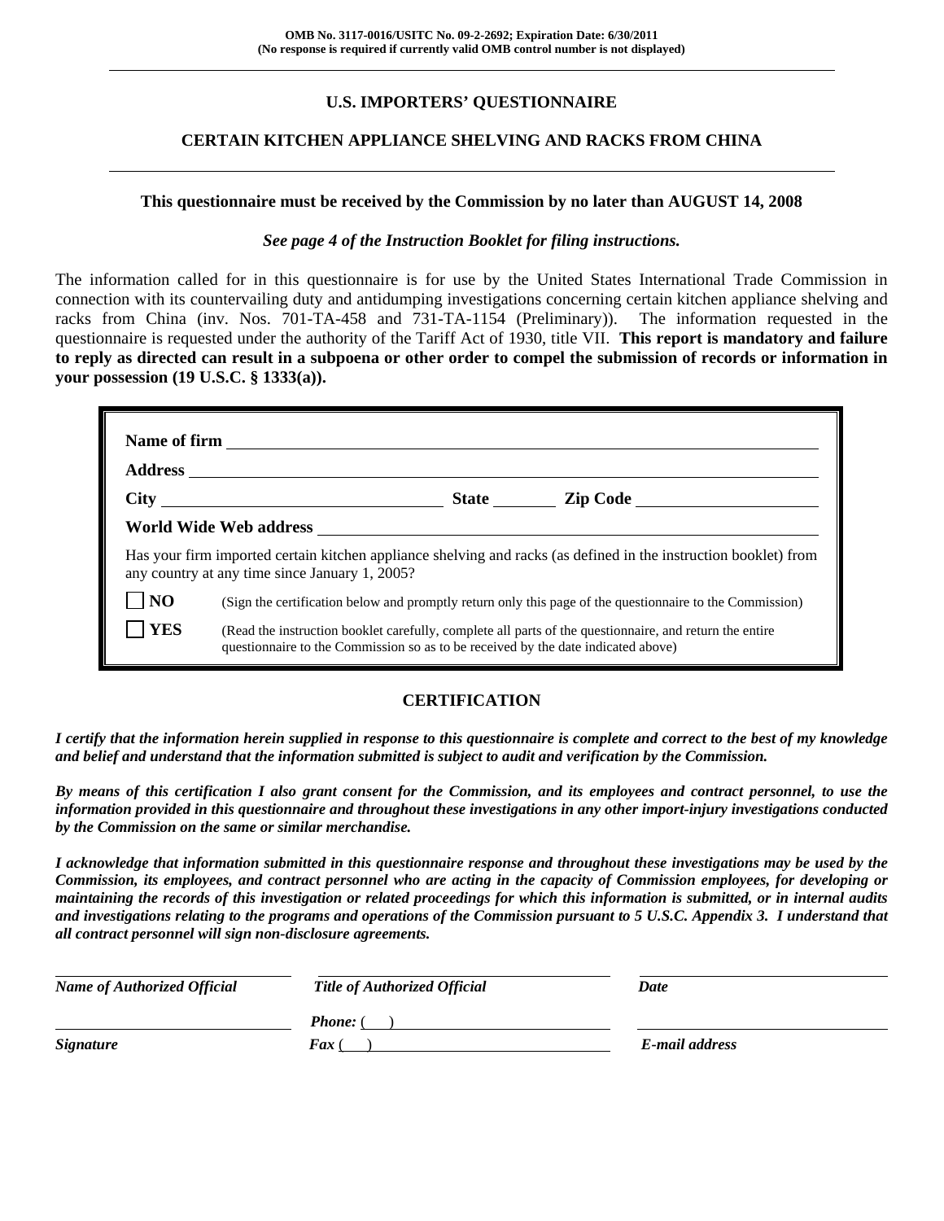**OMB No. 3117-0016/USITC No. 09-2-2692; Expiration Date: 6/30/2011**
**(No response is required if currently valid OMB control number is not displayed)**

# U.S. IMPORTERS' QUESTIONNAIRE

## CERTAIN KITCHEN APPLIANCE SHELVING AND RACKS FROM CHINA

**This questionnaire must be received by the Commission by no later than AUGUST 14, 2008**

***See page 4 of the Instruction Booklet for filing instructions.***

The information called for in this questionnaire is for use by the United States International Trade Commission in connection with its countervailing duty and antidumping investigations concerning certain kitchen appliance shelving and racks from China (inv. Nos. 701-TA-458 and 731-TA-1154 (Preliminary)). The information requested in the questionnaire is requested under the authority of the Tariff Act of 1930, title VII. **This report is mandatory and failure to reply as directed can result in a subpoena or other order to compel the submission of records or information in your possession (19 U.S.C. § 1333(a)).**

**Name of firm** ______________________________

**Address** ______________________________

**City** ______________ **State** ______ **Zip Code** ______________

**World Wide Web address** ______________________________

Has your firm imported certain kitchen appliance shelving and racks (as defined in the instruction booklet) from any country at any time since January 1, 2005?

☐ **NO** (Sign the certification below and promptly return only this page of the questionnaire to the Commission)

☐ **YES** (Read the instruction booklet carefully, complete all parts of the questionnaire, and return the entire questionnaire to the Commission so as to be received by the date indicated above)

## CERTIFICATION

***I certify that the information herein supplied in response to this questionnaire is complete and correct to the best of my knowledge and belief and understand that the information submitted is subject to audit and verification by the Commission.***

***By means of this certification I also grant consent for the Commission, and its employees and contract personnel, to use the information provided in this questionnaire and throughout these investigations in any other import-injury investigations conducted by the Commission on the same or similar merchandise.***

***I acknowledge that information submitted in this questionnaire response and throughout these investigations may be used by the Commission, its employees, and contract personnel who are acting in the capacity of Commission employees, for developing or maintaining the records of this investigation or related proceedings for which this information is submitted, or in internal audits and investigations relating to the programs and operations of the Commission pursuant to 5 U.S.C. Appendix 3. I understand that all contract personnel will sign non-disclosure agreements.***

| ______________________ | ______________________ | ______________________ |
|---|---|---|
| ***Name of Authorized Official*** | ***Title of Authorized Official*** | ***Date*** |
| ______________________ | ***Phone:*** ( ) ______________ | ______________________ |
| ***Signature*** | ***Fax*** ( ) ______________ | ***E-mail address*** |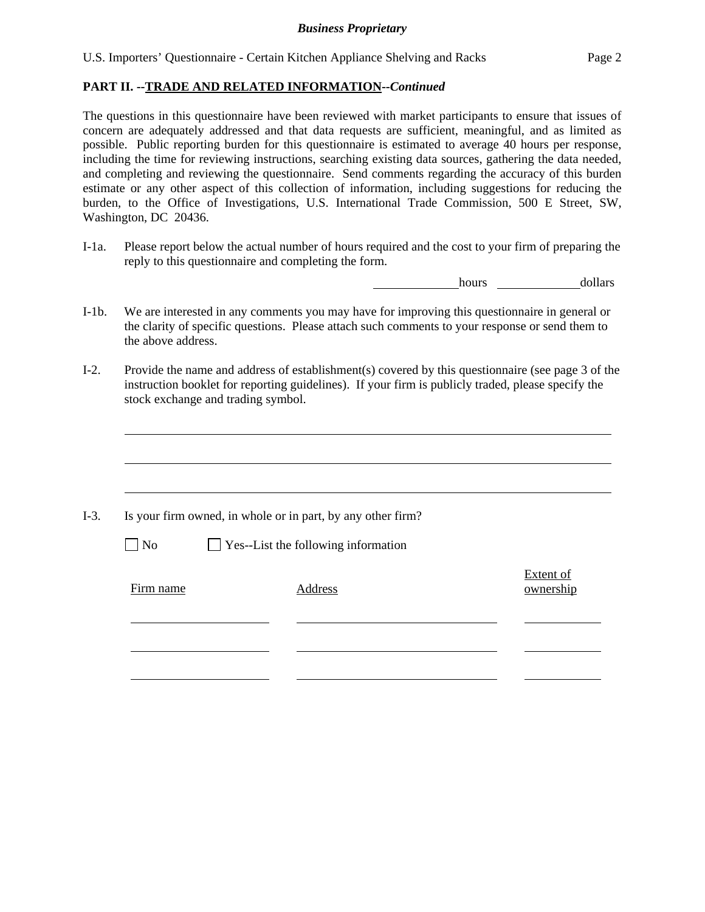**PART II. --TRADE AND RELATED INFORMATION--*Continued***

The questions in this questionnaire have been reviewed with market participants to ensure that issues of concern are adequately addressed and that data requests are sufficient, meaningful, and as limited as possible. Public reporting burden for this questionnaire is estimated to average 40 hours per response, including the time for reviewing instructions, searching existing data sources, gathering the data needed, and completing and reviewing the questionnaire. Send comments regarding the accuracy of this burden estimate or any other aspect of this collection of information, including suggestions for reducing the burden, to the Office of Investigations, U.S. International Trade Commission, 500 E Street, SW, Washington, DC 20436.

I-1a. Please report below the actual number of hours required and the cost to your firm of preparing the reply to this questionnaire and completing the form.

\_\_\_\_\_\_\_\_\_\_\_\_ hours \_\_\_\_\_\_\_\_\_\_\_\_ dollars

I-1b. We are interested in any comments you may have for improving this questionnaire in general or the clarity of specific questions. Please attach such comments to your response or send them to the above address.

I-2. Provide the name and address of establishment(s) covered by this questionnaire (see page 3 of the instruction booklet for reporting guidelines). If your firm is publicly traded, please specify the stock exchange and trading symbol.

\_\_\_\_\_\_\_\_\_\_\_\_\_\_\_\_\_\_\_\_\_\_\_\_\_\_\_\_\_\_\_\_\_\_\_\_\_\_\_\_\_\_\_\_\_\_\_\_

\_\_\_\_\_\_\_\_\_\_\_\_\_\_\_\_\_\_\_\_\_\_\_\_\_\_\_\_\_\_\_\_\_\_\_\_\_\_\_\_\_\_\_\_\_\_\_\_

\_\_\_\_\_\_\_\_\_\_\_\_\_\_\_\_\_\_\_\_\_\_\_\_\_\_\_\_\_\_\_\_\_\_\_\_\_\_\_\_\_\_\_\_\_\_\_\_

I-3. Is your firm owned, in whole or in part, by any other firm?

☐ No ☐ Yes--List the following information

| Firm name | Address | Extent of ownership |
|---|---|---|
| | | |
| | | |
| | | |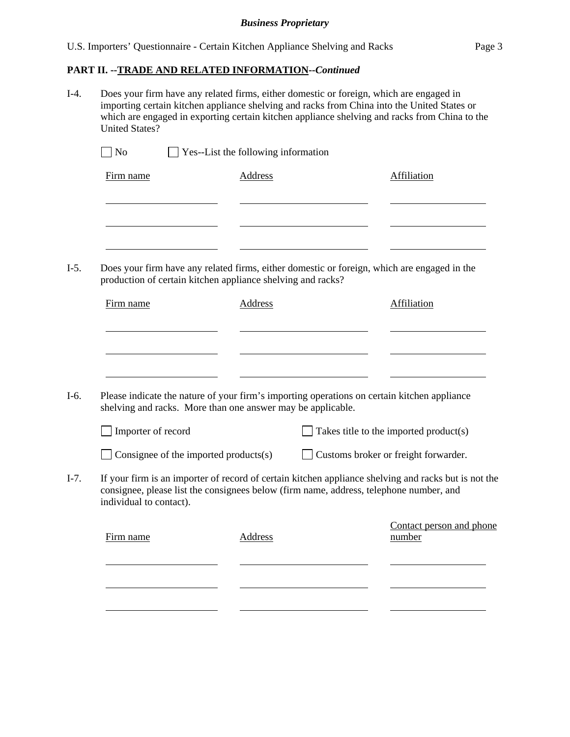**PART II. --TRADE AND RELATED INFORMATION--*Continued***

I-4. Does your firm have any related firms, either domestic or foreign, which are engaged in importing certain kitchen appliance shelving and racks from China into the United States or which are engaged in exporting certain kitchen appliance shelving and racks from China to the United States?

☐ No ☐ Yes--List the following information

| Firm name | Address | Affiliation |
|---|---|---|
| | | |
| | | |
| | | |

I-5. Does your firm have any related firms, either domestic or foreign, which are engaged in the production of certain kitchen appliance shelving and racks?

| Firm name | Address | Affiliation |
|---|---|---|
| | | |
| | | |
| | | |

I-6. Please indicate the nature of your firm's importing operations on certain kitchen appliance shelving and racks. More than one answer may be applicable.

☐ Importer of record ☐ Takes title to the imported product(s)

☐ Consignee of the imported products(s) ☐ Customs broker or freight forwarder.

I-7. If your firm is an importer of record of certain kitchen appliance shelving and racks but is not the consignee, please list the consignees below (firm name, address, telephone number, and individual to contact).

| Firm name | Address | Contact person and phone number |
|---|---|---|
| | | |
| | | |
| | | |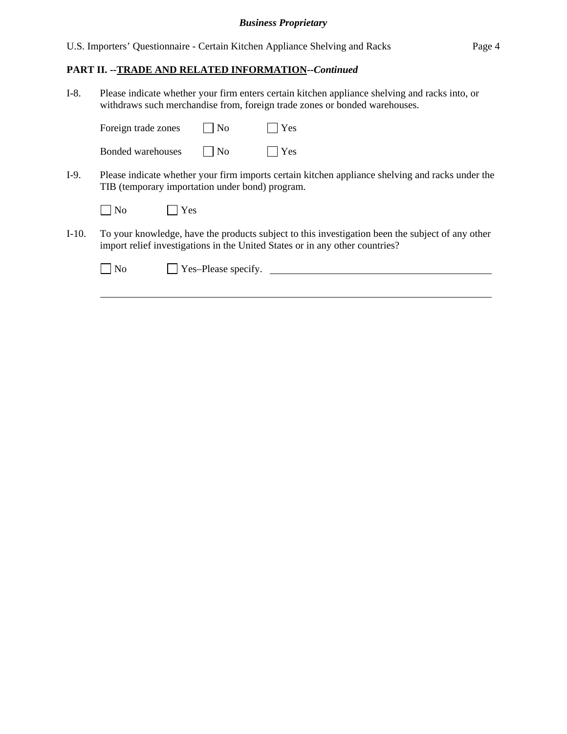**PART II. --TRADE AND RELATED INFORMATION--*Continued***

I-8. Please indicate whether your firm enters certain kitchen appliance shelving and racks into, or withdraws such merchandise from, foreign trade zones or bonded warehouses.

Foreign trade zones ☐ No ☐ Yes

Bonded warehouses ☐ No ☐ Yes

I-9. Please indicate whether your firm imports certain kitchen appliance shelving and racks under the TIB (temporary importation under bond) program.

☐ No ☐ Yes

I-10. To your knowledge, have the products subject to this investigation been the subject of any other import relief investigations in the United States or in any other countries?

☐ No ☐ Yes–Please specify. ______________________________________________

______________________________________________________________________________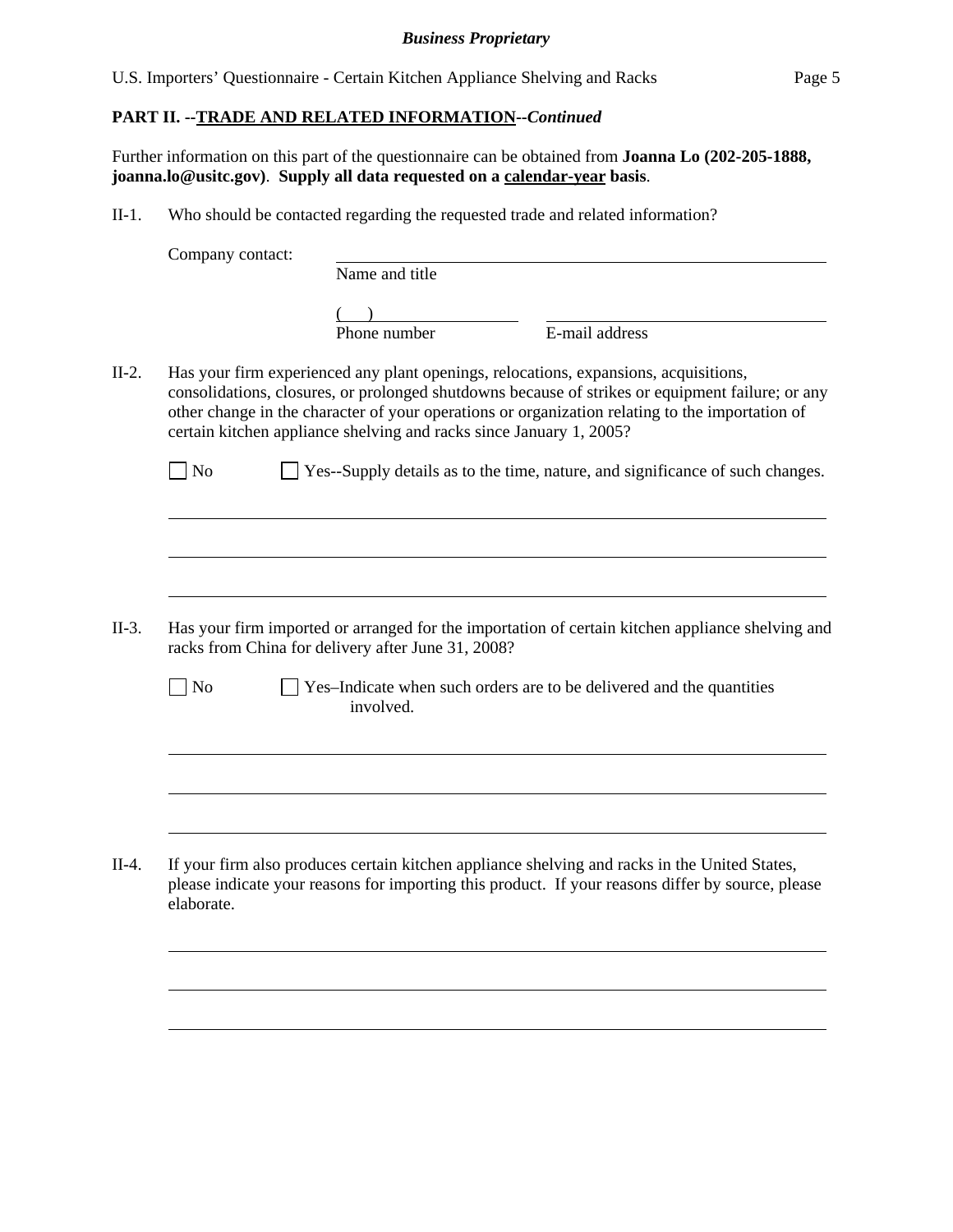**PART II. --TRADE AND RELATED INFORMATION--*Continued***

Further information on this part of the questionnaire can be obtained from **Joanna Lo (202-205-1888, joanna.lo@usitc.gov)**. **Supply all data requested on a calendar-year basis**.

II-1. Who should be contacted regarding the requested trade and related information?

Company contact: ______________________________
Name and title

(    ) ____________________ ______________________________
Phone number E-mail address

II-2. Has your firm experienced any plant openings, relocations, expansions, acquisitions, consolidations, closures, or prolonged shutdowns because of strikes or equipment failure; or any other change in the character of your operations or organization relating to the importation of certain kitchen appliance shelving and racks since January 1, 2005?

☐ No ☐ Yes--Supply details as to the time, nature, and significance of such changes.

______________________________

______________________________

______________________________

II-3. Has your firm imported or arranged for the importation of certain kitchen appliance shelving and racks from China for delivery after June 31, 2008?

☐ No ☐ Yes–Indicate when such orders are to be delivered and the quantities involved.

______________________________

______________________________

______________________________

II-4. If your firm also produces certain kitchen appliance shelving and racks in the United States, please indicate your reasons for importing this product. If your reasons differ by source, please elaborate.

______________________________

______________________________

______________________________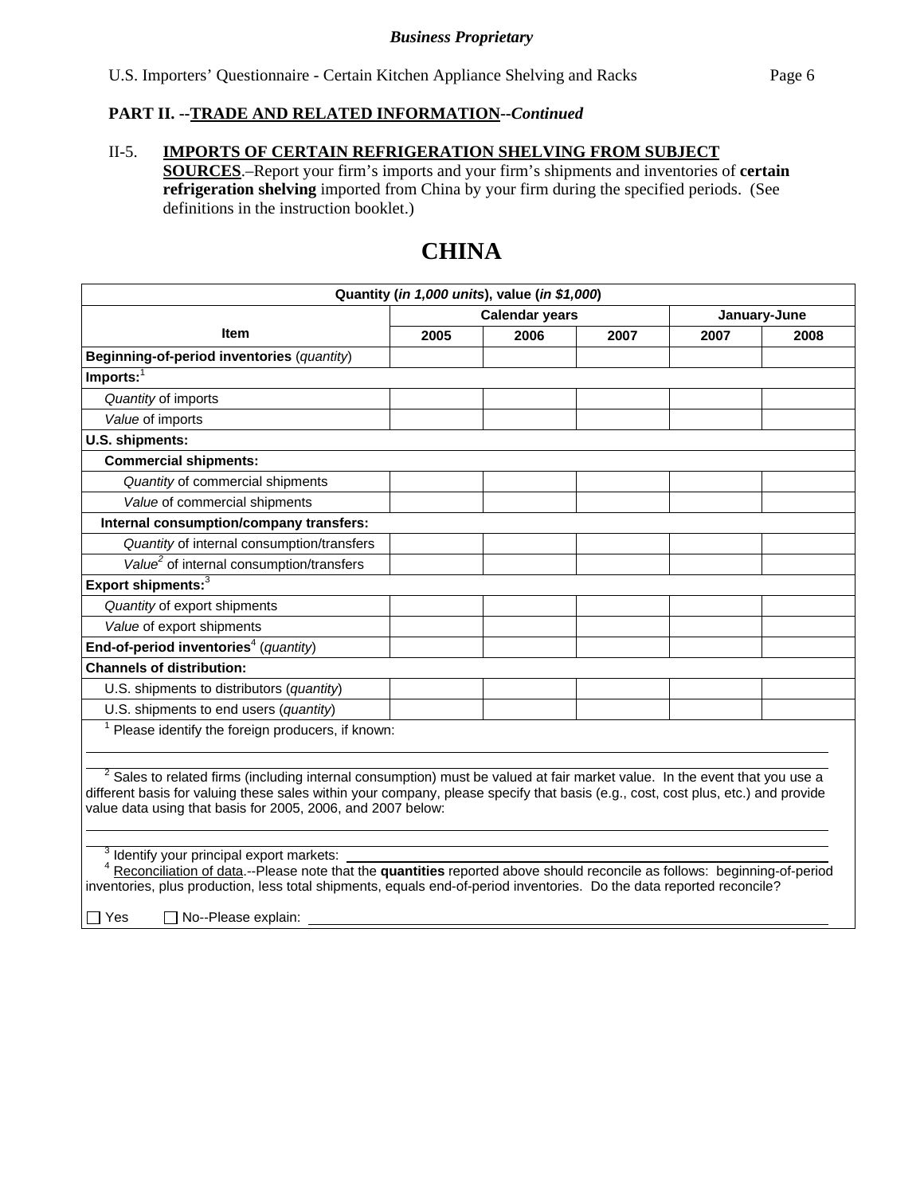*Business Proprietary*

U.S. Importers' Questionnaire - Certain Kitchen Appliance Shelving and Racks

**PART II. --TRADE AND RELATED INFORMATION--*Continued***

II-5. **IMPORTS OF CERTAIN REFRIGERATION SHELVING FROM SUBJECT SOURCES**.–Report your firm's imports and your firm's shipments and inventories of **certain refrigeration shelving** imported from China by your firm during the specified periods. (See definitions in the instruction booklet.)

# CHINA

| Quantity (*in 1,000 units*), value (*in $1,000*) | | | | | |
|---|---|---|---|---|---|
| Item | Calendar years | | | January-June | |
| | 2005 | 2006 | 2007 | 2007 | 2008 |
| **Beginning-of-period inventories** (*quantity*) | | | | | |
| **Imports:**[1] | | | | | |
| *Quantity* of imports | | | | | |
| *Value* of imports | | | | | |
| **U.S. shipments:** | | | | | |
| **Commercial shipments:** | | | | | |
| *Quantity* of commercial shipments | | | | | |
| *Value* of commercial shipments | | | | | |
| **Internal consumption/company transfers:** | | | | | |
| *Quantity* of internal consumption/transfers | | | | | |
| *Value*[2] of internal consumption/transfers | | | | | |
| **Export shipments:**[3] | | | | | |
| *Quantity* of export shipments | | | | | |
| *Value* of export shipments | | | | | |
| **End-of-period inventories**[4] (*quantity*) | | | | | |
| **Channels of distribution:** | | | | | |
| U.S. shipments to distributors (*quantity*) | | | | | |
| U.S. shipments to end users (*quantity*) | | | | | |

[1] Please identify the foreign producers, if known: ____________________

[2] Sales to related firms (including internal consumption) must be valued at fair market value. In the event that you use a different basis for valuing these sales within your company, please specify that basis (e.g., cost, cost plus, etc.) and provide value data using that basis for 2005, 2006, and 2007 below:

____________________

[3] Identify your principal export markets: ____________________

[4] Reconciliation of data.--Please note that the **quantities** reported above should reconcile as follows: beginning-of-period inventories, plus production, less total shipments, equals end-of-period inventories. Do the data reported reconcile?

☐ Yes ☐ No--Please explain: ____________________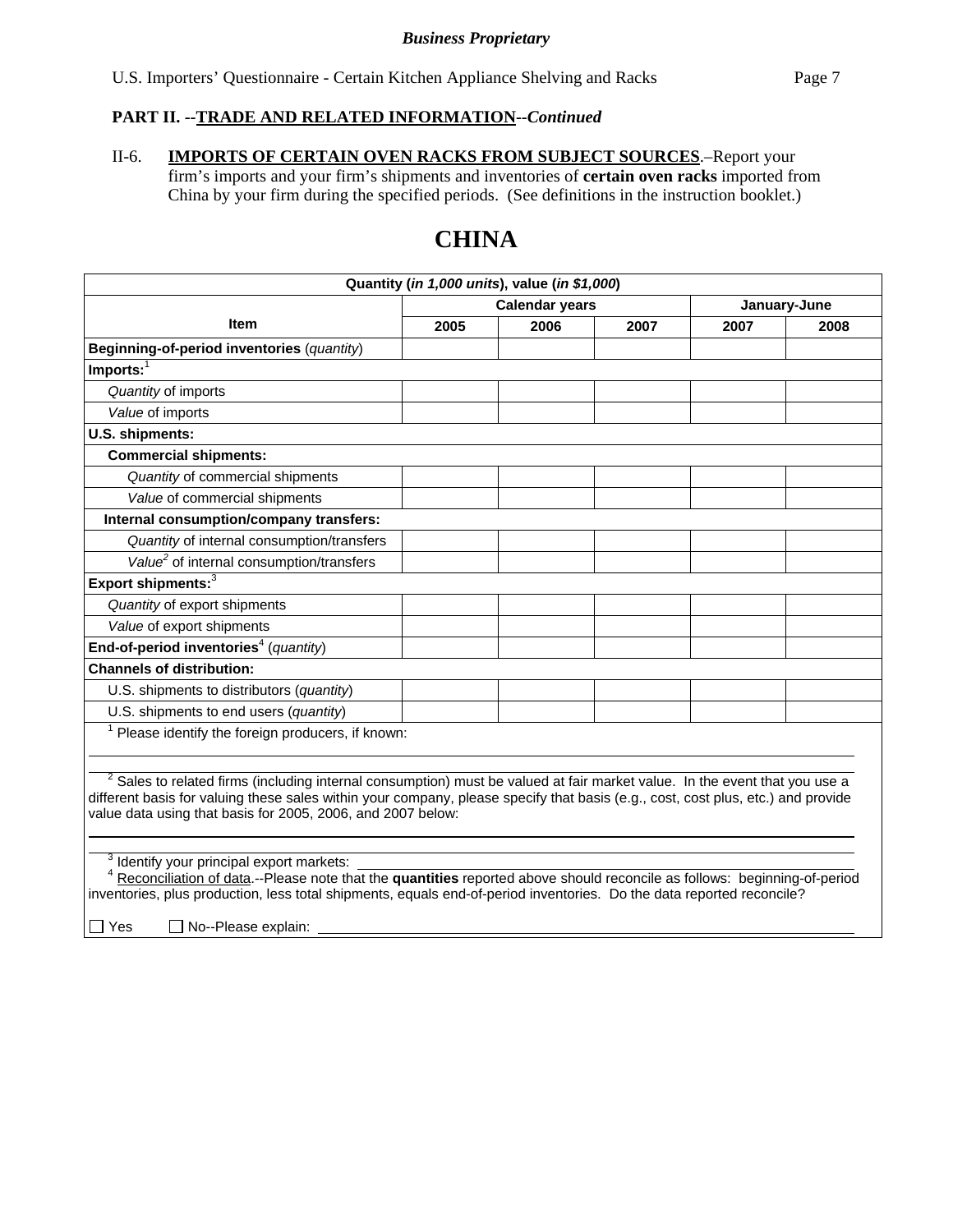**Business Proprietary**

U.S. Importers' Questionnaire - Certain Kitchen Appliance Shelving and Racks

**PART II. --TRADE AND RELATED INFORMATION--*Continued***

II-6. **IMPORTS OF CERTAIN OVEN RACKS FROM SUBJECT SOURCES**.–Report your firm's imports and your firm's shipments and inventories of **certain oven racks** imported from China by your firm during the specified periods. (See definitions in the instruction booklet.)

# CHINA

| Quantity (*in 1,000 units*), value (*in $1,000*) | | | | | |
|---|---|---|---|---|---|
| | Calendar years | | | January-June | |
| **Item** | **2005** | **2006** | **2007** | **2007** | **2008** |
| **Beginning-of-period inventories** (*quantity*) | | | | | |
| **Imports:**[1] | | | | | |
| *Quantity* of imports | | | | | |
| *Value* of imports | | | | | |
| **U.S. shipments:** | | | | | |
| **Commercial shipments:** | | | | | |
| *Quantity* of commercial shipments | | | | | |
| *Value* of commercial shipments | | | | | |
| **Internal consumption/company transfers:** | | | | | |
| *Quantity* of internal consumption/transfers | | | | | |
| *Value*[2] of internal consumption/transfers | | | | | |
| **Export shipments:**[3] | | | | | |
| *Quantity* of export shipments | | | | | |
| *Value* of export shipments | | | | | |
| **End-of-period inventories**[4] (*quantity*) | | | | | |
| **Channels of distribution:** | | | | | |
| U.S. shipments to distributors (*quantity*) | | | | | |
| U.S. shipments to end users (*quantity*) | | | | | |

[1] Please identify the foreign producers, if known: \_\_\_\_\_\_\_\_\_\_

[2] Sales to related firms (including internal consumption) must be valued at fair market value. In the event that you use a different basis for valuing these sales within your company, please specify that basis (e.g., cost, cost plus, etc.) and provide value data using that basis for 2005, 2006, and 2007 below:

\_\_\_\_\_\_\_\_\_\_

[3] Identify your principal export markets: \_\_\_\_\_\_\_\_\_\_

[4] Reconciliation of data.--Please note that the **quantities** reported above should reconcile as follows: beginning-of-period inventories, plus production, less total shipments, equals end-of-period inventories. Do the data reported reconcile?

☐ Yes ☐ No--Please explain: \_\_\_\_\_\_\_\_\_\_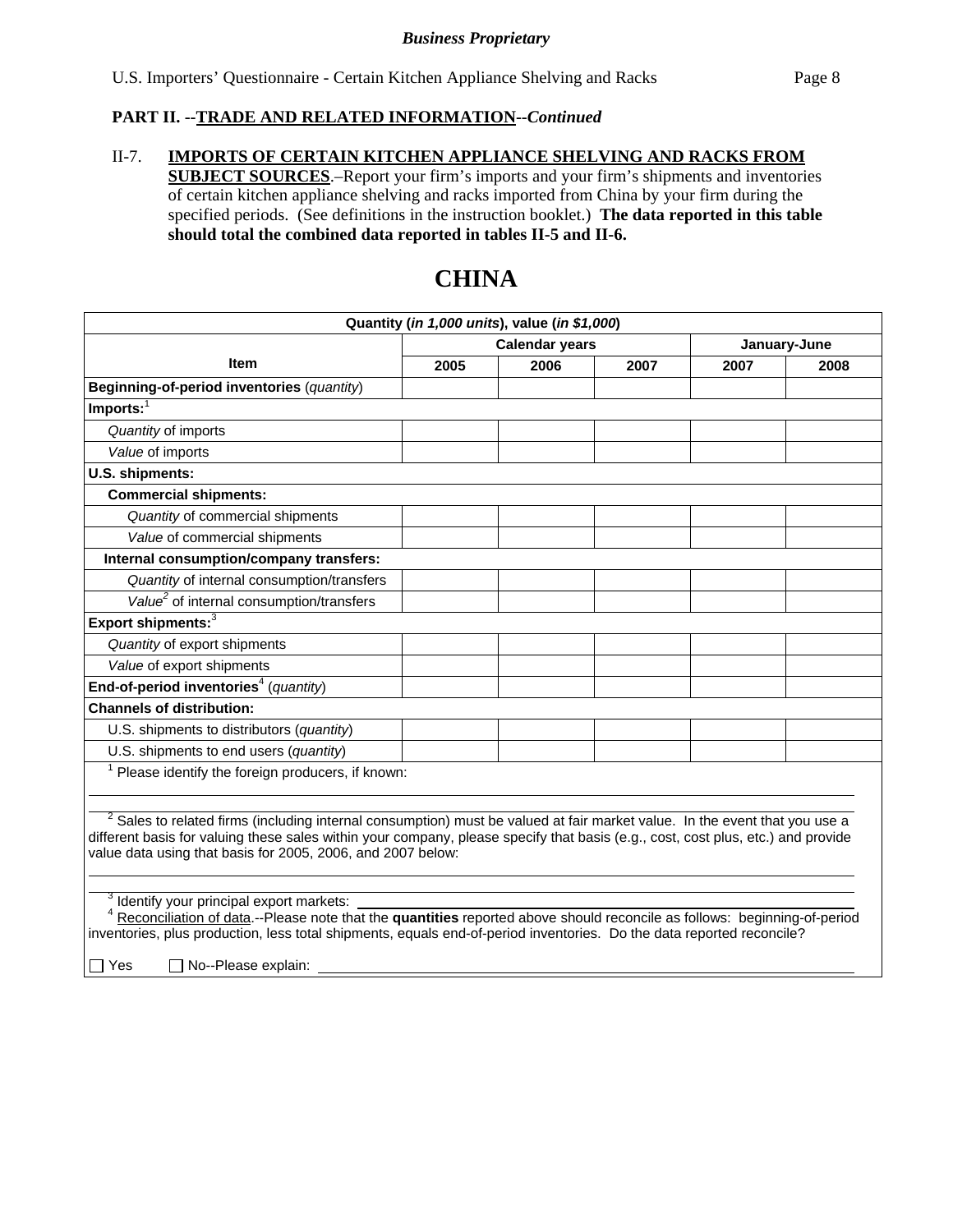**Business Proprietary**

**PART II. --TRADE AND RELATED INFORMATION--*Continued***

II-7. **IMPORTS OF CERTAIN KITCHEN APPLIANCE SHELVING AND RACKS FROM SUBJECT SOURCES**.–Report your firm's imports and your firm's shipments and inventories of certain kitchen appliance shelving and racks imported from China by your firm during the specified periods. (See definitions in the instruction booklet.) **The data reported in this table should total the combined data reported in tables II-5 and II-6.**

# CHINA

| Quantity (*in 1,000 units*), value (*in $1,000*) | | | | | |
|---|---|---|---|---|---|
| **Item** | **Calendar years** | | | **January-June** | |
| | **2005** | **2006** | **2007** | **2007** | **2008** |
| **Beginning-of-period inventories** (*quantity*) | | | | | |
| **Imports:**[1] | | | | | |
| *Quantity* of imports | | | | | |
| *Value* of imports | | | | | |
| **U.S. shipments:** | | | | | |
| **Commercial shipments:** | | | | | |
| *Quantity* of commercial shipments | | | | | |
| *Value* of commercial shipments | | | | | |
| **Internal consumption/company transfers:** | | | | | |
| *Quantity* of internal consumption/transfers | | | | | |
| *Value*[2] of internal consumption/transfers | | | | | |
| **Export shipments:**[3] | | | | | |
| *Quantity* of export shipments | | | | | |
| *Value* of export shipments | | | | | |
| **End-of-period inventories**[4] (*quantity*) | | | | | |
| **Channels of distribution:** | | | | | |
| U.S. shipments to distributors (*quantity*) | | | | | |
| U.S. shipments to end users (*quantity*) | | | | | |

[1] Please identify the foreign producers, if known: ______________________

[2] Sales to related firms (including internal consumption) must be valued at fair market value. In the event that you use a different basis for valuing these sales within your company, please specify that basis (e.g., cost, cost plus, etc.) and provide value data using that basis for 2005, 2006, and 2007 below:

______________________

[3] Identify your principal export markets: ______________________

[4] Reconciliation of data.--Please note that the **quantities** reported above should reconcile as follows: beginning-of-period inventories, plus production, less total shipments, equals end-of-period inventories. Do the data reported reconcile?

☐ Yes ☐ No--Please explain: ______________________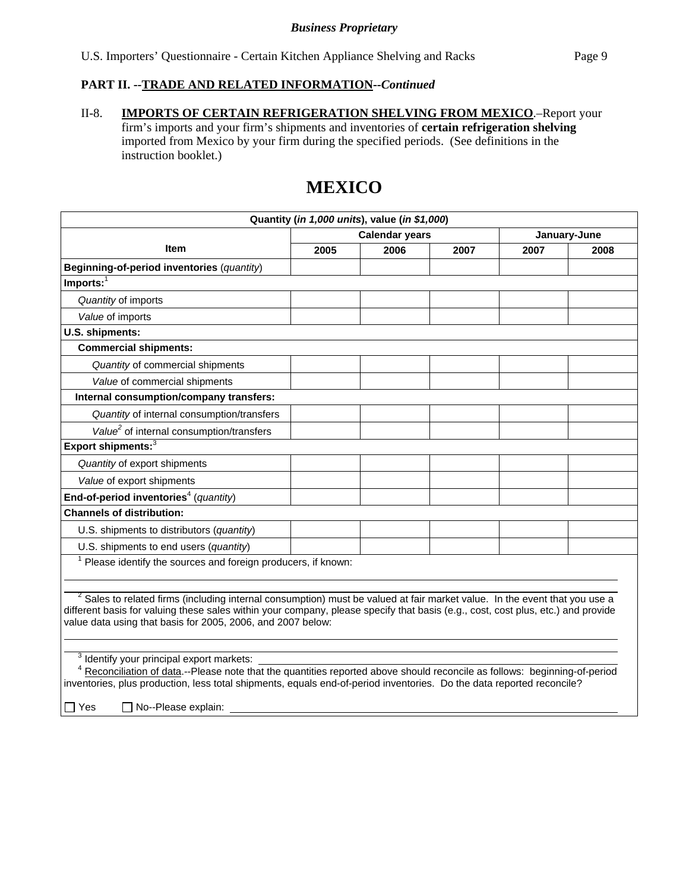*Business Proprietary*

**PART II. --TRADE AND RELATED INFORMATION--*Continued***

II-8. **IMPORTS OF CERTAIN REFRIGERATION SHELVING FROM MEXICO**.–Report your firm's imports and your firm's shipments and inventories of **certain refrigeration shelving** imported from Mexico by your firm during the specified periods. (See definitions in the instruction booklet.)

# MEXICO

| Quantity (*in 1,000 units*), value (*in $1,000*) | | | | | |
|---|---|---|---|---|---|
| **Item** | **Calendar years** | | | **January-June** | |
| | **2005** | **2006** | **2007** | **2007** | **2008** |
| **Beginning-of-period inventories** (*quantity*) | | | | | |
| **Imports:**[1] | | | | | |
| *Quantity* of imports | | | | | |
| *Value* of imports | | | | | |
| **U.S. shipments:** | | | | | |
| **Commercial shipments:** | | | | | |
| *Quantity* of commercial shipments | | | | | |
| *Value* of commercial shipments | | | | | |
| **Internal consumption/company transfers:** | | | | | |
| *Quantity* of internal consumption/transfers | | | | | |
| *Value*[2] of internal consumption/transfers | | | | | |
| **Export shipments:**[3] | | | | | |
| *Quantity* of export shipments | | | | | |
| *Value* of export shipments | | | | | |
| **End-of-period inventories**[4] (*quantity*) | | | | | |
| **Channels of distribution:** | | | | | |
| U.S. shipments to distributors (*quantity*) | | | | | |
| U.S. shipments to end users (*quantity*) | | | | | |

[1] Please identify the sources and foreign producers, if known:

[2] Sales to related firms (including internal consumption) must be valued at fair market value. In the event that you use a different basis for valuing these sales within your company, please specify that basis (e.g., cost, cost plus, etc.) and provide value data using that basis for 2005, 2006, and 2007 below:

[3] Identify your principal export markets:

[4] Reconciliation of data.--Please note that the quantities reported above should reconcile as follows: beginning-of-period inventories, plus production, less total shipments, equals end-of-period inventories. Do the data reported reconcile?

☐ Yes ☐ No--Please explain: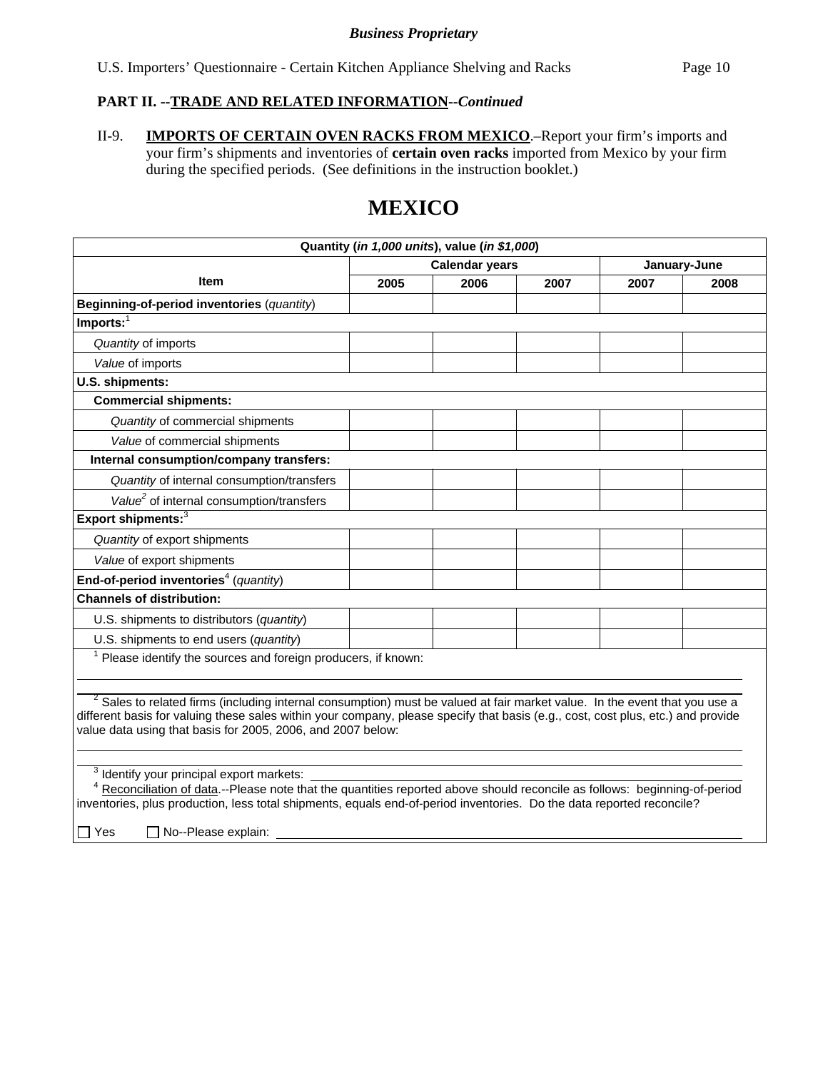**Business Proprietary**

**PART II. --TRADE AND RELATED INFORMATION--*Continued***

II-9. **IMPORTS OF CERTAIN OVEN RACKS FROM MEXICO**.–Report your firm's imports and your firm's shipments and inventories of **certain oven racks** imported from Mexico by your firm during the specified periods. (See definitions in the instruction booklet.)

# MEXICO

| Quantity (*in 1,000 units*), value (*in $1,000*) | | | | | |
|---|---|---|---|---|---|
| | Calendar years | | | January-June | |
| **Item** | **2005** | **2006** | **2007** | **2007** | **2008** |
| **Beginning-of-period inventories** (*quantity*) | | | | | |
| **Imports:**[1] | | | | | |
| *Quantity* of imports | | | | | |
| *Value* of imports | | | | | |
| **U.S. shipments:** | | | | | |
| **Commercial shipments:** | | | | | |
| *Quantity* of commercial shipments | | | | | |
| *Value* of commercial shipments | | | | | |
| **Internal consumption/company transfers:** | | | | | |
| *Quantity* of internal consumption/transfers | | | | | |
| *Value*[2] of internal consumption/transfers | | | | | |
| **Export shipments:**[3] | | | | | |
| *Quantity* of export shipments | | | | | |
| *Value* of export shipments | | | | | |
| **End-of-period inventories**[4] (*quantity*) | | | | | |
| **Channels of distribution:** | | | | | |
| U.S. shipments to distributors (*quantity*) | | | | | |
| U.S. shipments to end users (*quantity*) | | | | | |

[1] Please identify the sources and foreign producers, if known:

[2] Sales to related firms (including internal consumption) must be valued at fair market value. In the event that you use a different basis for valuing these sales within your company, please specify that basis (e.g., cost, cost plus, etc.) and provide value data using that basis for 2005, 2006, and 2007 below:

[3] Identify your principal export markets:

[4] Reconciliation of data.--Please note that the quantities reported above should reconcile as follows: beginning-of-period inventories, plus production, less total shipments, equals end-of-period inventories. Do the data reported reconcile?

☐ Yes ☐ No--Please explain: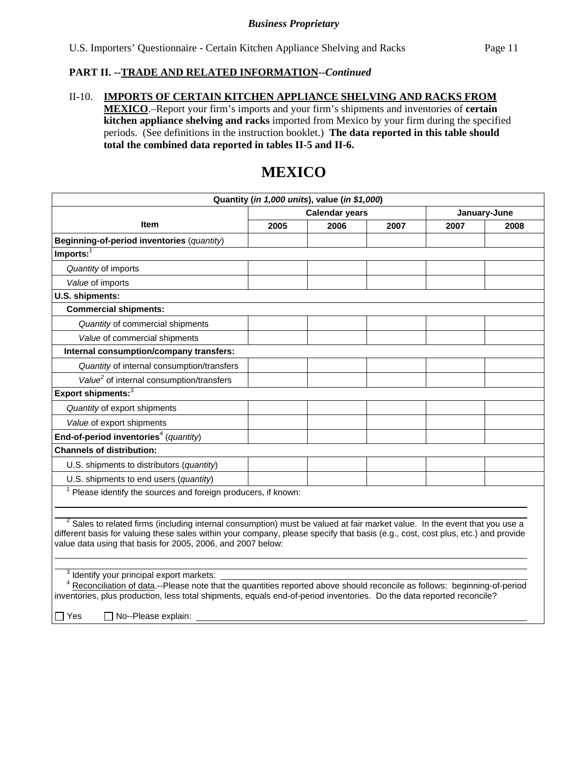**PART II. --TRADE AND RELATED INFORMATION--*Continued***

II-10. **IMPORTS OF CERTAIN KITCHEN APPLIANCE SHELVING AND RACKS FROM MEXICO**.–Report your firm's imports and your firm's shipments and inventories of **certain kitchen appliance shelving and racks** imported from Mexico by your firm during the specified periods. (See definitions in the instruction booklet.) **The data reported in this table should total the combined data reported in tables II-5 and II-6.**

# MEXICO

| Quantity (*in 1,000 units*), value (*in $1,000*) | | | | | |
|---|---|---|---|---|---|
| **Item** | **Calendar years** | | | **January-June** | |
| | **2005** | **2006** | **2007** | **2007** | **2008** |
| **Beginning-of-period inventories** (*quantity*) | | | | | |
| **Imports:**[1] | | | | | |
| *Quantity* of imports | | | | | |
| *Value* of imports | | | | | |
| **U.S. shipments:** | | | | | |
| **Commercial shipments:** | | | | | |
| *Quantity* of commercial shipments | | | | | |
| *Value* of commercial shipments | | | | | |
| **Internal consumption/company transfers:** | | | | | |
| *Quantity* of internal consumption/transfers | | | | | |
| *Value*[2] of internal consumption/transfers | | | | | |
| **Export shipments:**[3] | | | | | |
| *Quantity* of export shipments | | | | | |
| *Value* of export shipments | | | | | |
| **End-of-period inventories**[4] (*quantity*) | | | | | |
| **Channels of distribution:** | | | | | |
| U.S. shipments to distributors (*quantity*) | | | | | |
| U.S. shipments to end users (*quantity*) | | | | | |

[1] Please identify the sources and foreign producers, if known: \_\_\_\_\_\_\_\_\_\_

[2] Sales to related firms (including internal consumption) must be valued at fair market value. In the event that you use a different basis for valuing these sales within your company, please specify that basis (e.g., cost, cost plus, etc.) and provide value data using that basis for 2005, 2006, and 2007 below: \_\_\_\_\_\_\_\_\_\_

[3] Identify your principal export markets: \_\_\_\_\_\_\_\_\_\_

[4] Reconciliation of data.--Please note that the quantities reported above should reconcile as follows: beginning-of-period inventories, plus production, less total shipments, equals end-of-period inventories. Do the data reported reconcile?

☐ Yes ☐ No--Please explain: \_\_\_\_\_\_\_\_\_\_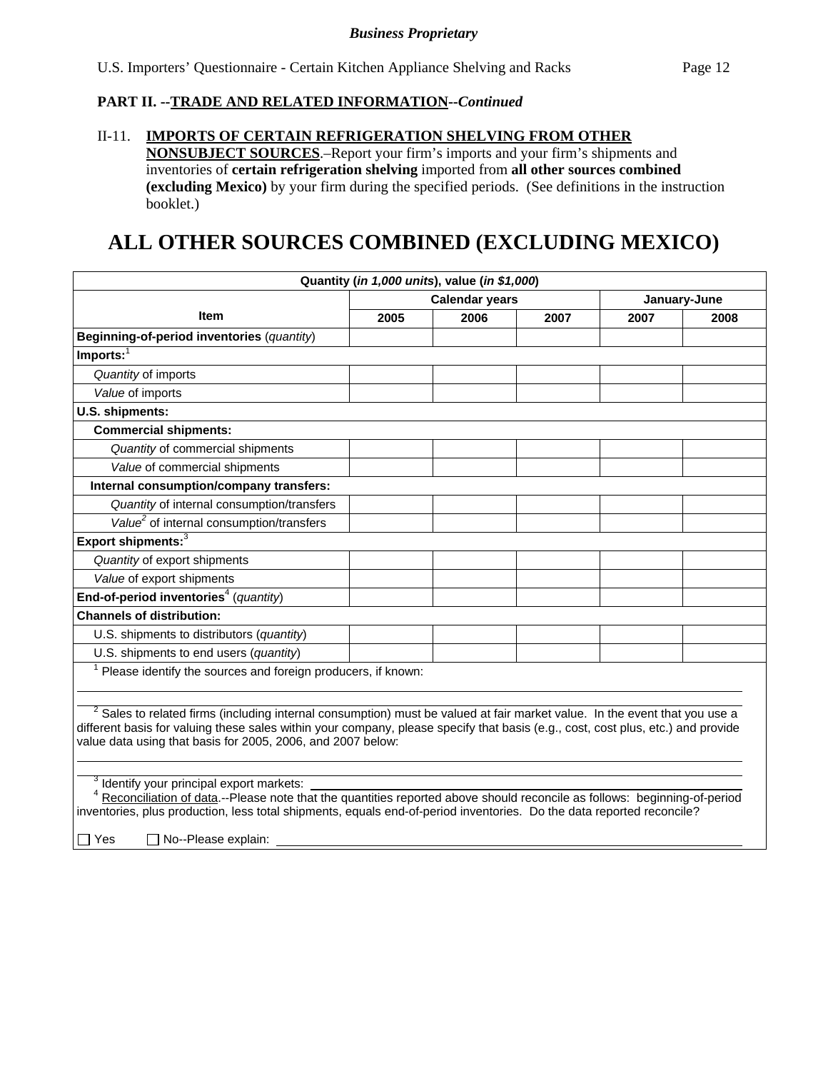**Business Proprietary**

**PART II. --TRADE AND RELATED INFORMATION--*Continued***

II-11. **IMPORTS OF CERTAIN REFRIGERATION SHELVING FROM OTHER NONSUBJECT SOURCES**.–Report your firm's imports and your firm's shipments and inventories of **certain refrigeration shelving** imported from **all other sources combined (excluding Mexico)** by your firm during the specified periods. (See definitions in the instruction booklet.)

# ALL OTHER SOURCES COMBINED (EXCLUDING MEXICO)

| Quantity (*in 1,000 units*), value (*in $1,000*) | | | | | |
|---|---|---|---|---|---|
| Item | Calendar years | | | January-June | |
| | 2005 | 2006 | 2007 | 2007 | 2008 |
| **Beginning-of-period inventories** (*quantity*) | | | | | |
| **Imports:**[1] | | | | | |
| *Quantity* of imports | | | | | |
| *Value* of imports | | | | | |
| **U.S. shipments:** | | | | | |
| **Commercial shipments:** | | | | | |
| *Quantity* of commercial shipments | | | | | |
| *Value* of commercial shipments | | | | | |
| **Internal consumption/company transfers:** | | | | | |
| *Quantity* of internal consumption/transfers | | | | | |
| *Value*[2] of internal consumption/transfers | | | | | |
| **Export shipments:**[3] | | | | | |
| *Quantity* of export shipments | | | | | |
| *Value* of export shipments | | | | | |
| **End-of-period inventories**[4] (*quantity*) | | | | | |
| **Channels of distribution:** | | | | | |
| U.S. shipments to distributors (*quantity*) | | | | | |
| U.S. shipments to end users (*quantity*) | | | | | |

[1] Please identify the sources and foreign producers, if known:

[2] Sales to related firms (including internal consumption) must be valued at fair market value. In the event that you use a different basis for valuing these sales within your company, please specify that basis (e.g., cost, cost plus, etc.) and provide value data using that basis for 2005, 2006, and 2007 below:

[3] Identify your principal export markets:

[4] Reconciliation of data.--Please note that the quantities reported above should reconcile as follows: beginning-of-period inventories, plus production, less total shipments, equals end-of-period inventories. Do the data reported reconcile?

☐ Yes ☐ No--Please explain: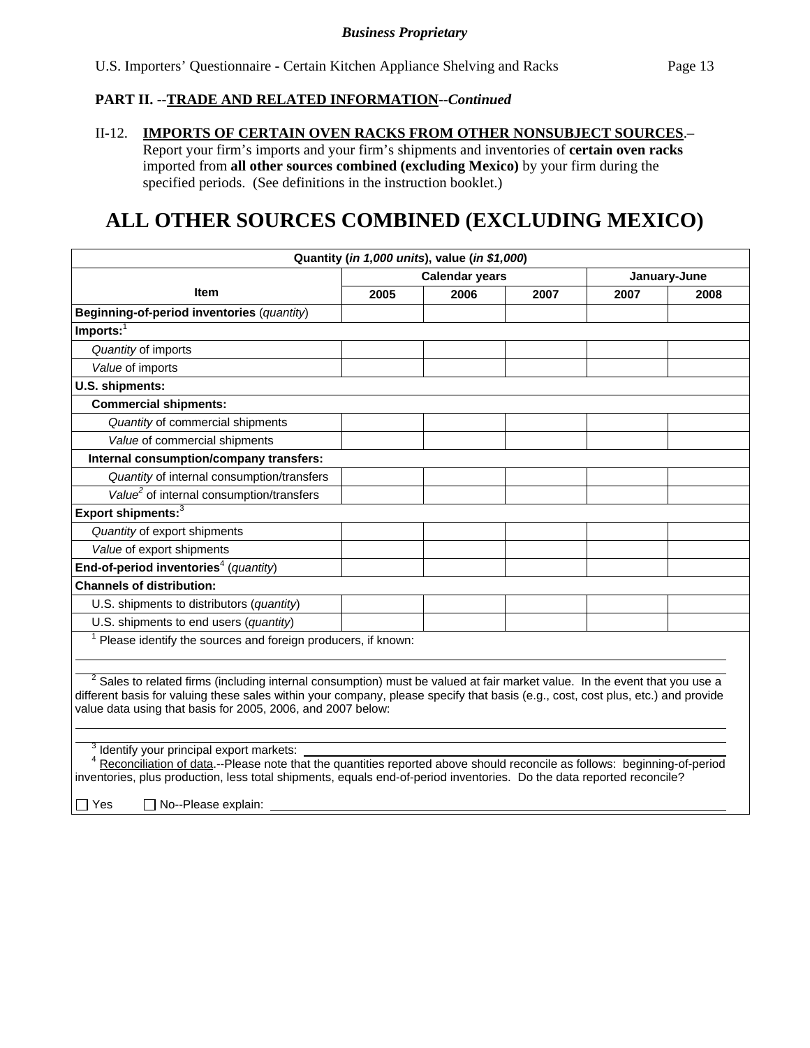**PART II. --TRADE AND RELATED INFORMATION--*Continued***

II-12. **IMPORTS OF CERTAIN OVEN RACKS FROM OTHER NONSUBJECT SOURCES**.–Report your firm's imports and your firm's shipments and inventories of **certain oven racks** imported from **all other sources combined (excluding Mexico)** by your firm during the specified periods. (See definitions in the instruction booklet.)

# ALL OTHER SOURCES COMBINED (EXCLUDING MEXICO)

| Quantity (*in 1,000 units*), value (*in $1,000*) | | | | | |
|---|---|---|---|---|---|
| Item | Calendar years | | | January-June | |
| | 2005 | 2006 | 2007 | 2007 | 2008 |
| **Beginning-of-period inventories** (*quantity*) | | | | | |
| **Imports:**[1] | | | | | |
| *Quantity* of imports | | | | | |
| *Value* of imports | | | | | |
| **U.S. shipments:** | | | | | |
| **Commercial shipments:** | | | | | |
| *Quantity* of commercial shipments | | | | | |
| *Value* of commercial shipments | | | | | |
| **Internal consumption/company transfers:** | | | | | |
| *Quantity* of internal consumption/transfers | | | | | |
| *Value*[2] of internal consumption/transfers | | | | | |
| **Export shipments:**[3] | | | | | |
| *Quantity* of export shipments | | | | | |
| *Value* of export shipments | | | | | |
| **End-of-period inventories**[4] (*quantity*) | | | | | |
| **Channels of distribution:** | | | | | |
| U.S. shipments to distributors (*quantity*) | | | | | |
| U.S. shipments to end users (*quantity*) | | | | | |

[1] Please identify the sources and foreign producers, if known: ______________________

[2] Sales to related firms (including internal consumption) must be valued at fair market value. In the event that you use a different basis for valuing these sales within your company, please specify that basis (e.g., cost, cost plus, etc.) and provide value data using that basis for 2005, 2006, and 2007 below: ______________________

[3] Identify your principal export markets: ______________________

[4] Reconciliation of data.--Please note that the quantities reported above should reconcile as follows: beginning-of-period inventories, plus production, less total shipments, equals end-of-period inventories. Do the data reported reconcile?

☐ Yes ☐ No--Please explain: ______________________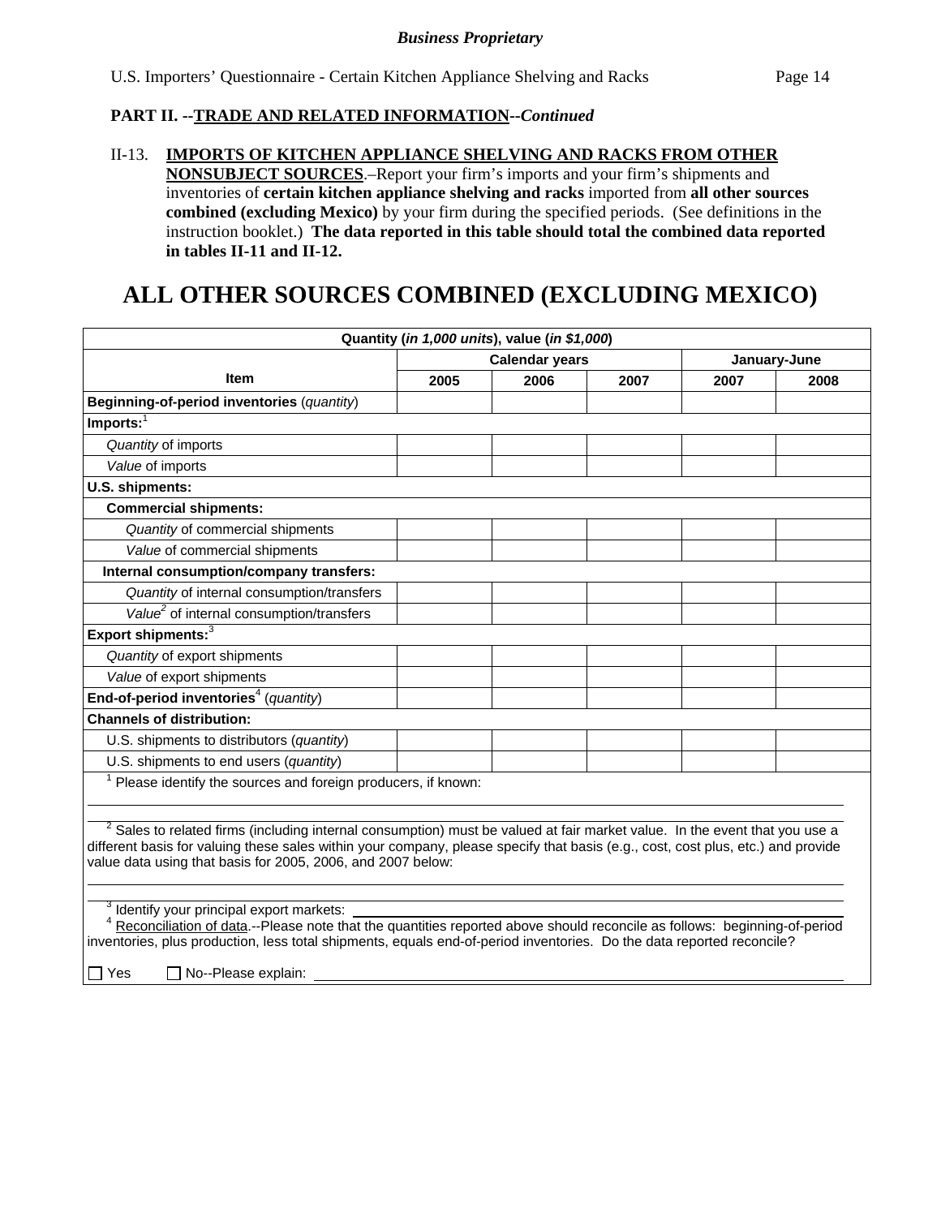**Business Proprietary**

**PART II. --TRADE AND RELATED INFORMATION--*Continued***

II-13. **IMPORTS OF KITCHEN APPLIANCE SHELVING AND RACKS FROM OTHER NONSUBJECT SOURCES**.–Report your firm's imports and your firm's shipments and inventories of **certain kitchen appliance shelving and racks** imported from **all other sources combined (excluding Mexico)** by your firm during the specified periods. (See definitions in the instruction booklet.) **The data reported in this table should total the combined data reported in tables II-11 and II-12.**

# ALL OTHER SOURCES COMBINED (EXCLUDING MEXICO)

| Quantity (*in 1,000 units*), value (*in $1,000*) | | | | | |
|---|---|---|---|---|---|
| **Item** | **Calendar years** | | | **January-June** | |
| | **2005** | **2006** | **2007** | **2007** | **2008** |
| **Beginning-of-period inventories** (*quantity*) | | | | | |
| **Imports:**[1] | | | | | |
| *Quantity* of imports | | | | | |
| *Value* of imports | | | | | |
| **U.S. shipments:** | | | | | |
| **Commercial shipments:** | | | | | |
| *Quantity* of commercial shipments | | | | | |
| *Value* of commercial shipments | | | | | |
| **Internal consumption/company transfers:** | | | | | |
| *Quantity* of internal consumption/transfers | | | | | |
| *Value*[2] of internal consumption/transfers | | | | | |
| **Export shipments:**[3] | | | | | |
| *Quantity* of export shipments | | | | | |
| *Value* of export shipments | | | | | |
| **End-of-period inventories**[4] (*quantity*) | | | | | |
| **Channels of distribution:** | | | | | |
| U.S. shipments to distributors (*quantity*) | | | | | |
| U.S. shipments to end users (*quantity*) | | | | | |

[1] Please identify the sources and foreign producers, if known: ____________________

[2] Sales to related firms (including internal consumption) must be valued at fair market value. In the event that you use a different basis for valuing these sales within your company, please specify that basis (e.g., cost, cost plus, etc.) and provide value data using that basis for 2005, 2006, and 2007 below: ____________________

[3] Identify your principal export markets: ____________________

[4] Reconciliation of data.--Please note that the quantities reported above should reconcile as follows: beginning-of-period inventories, plus production, less total shipments, equals end-of-period inventories. Do the data reported reconcile?

☐ Yes ☐ No--Please explain: ____________________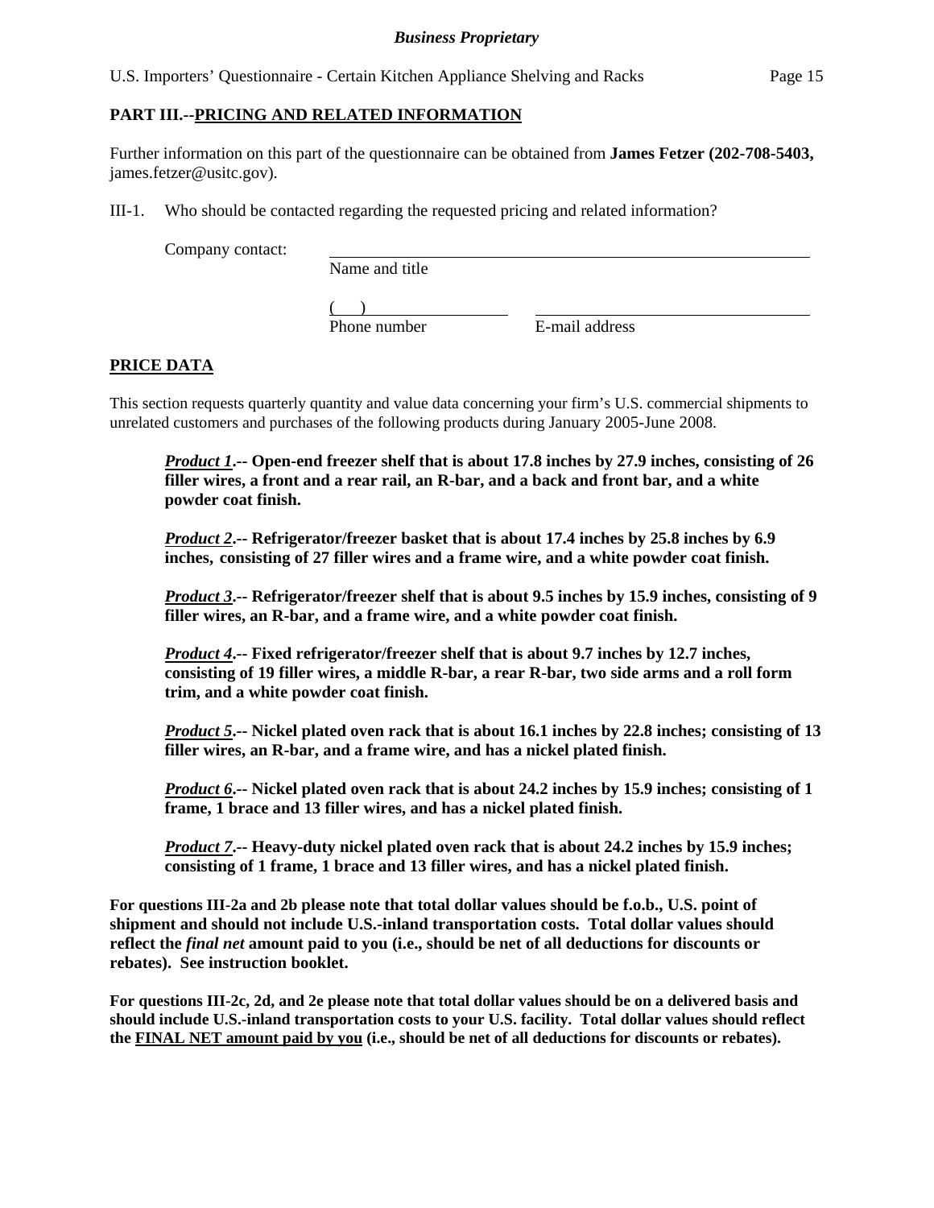## PART III.--PRICING AND RELATED INFORMATION

Further information on this part of the questionnaire can be obtained from **James Fetzer (202-708-5403,** james.fetzer@usitc.gov).

III-1. Who should be contacted regarding the requested pricing and related information?

Company contact: ______________________________
Name and title

( ) ________________ ______________________________
Phone number E-mail address

## PRICE DATA

This section requests quarterly quantity and value data concerning your firm's U.S. commercial shipments to unrelated customers and purchases of the following products during January 2005-June 2008.

> ***Product 1*.-- Open-end freezer shelf that is about 17.8 inches by 27.9 inches, consisting of 26 filler wires, a front and a rear rail, an R-bar, and a back and front bar, and a white powder coat finish.**
>
> ***Product 2*.-- Refrigerator/freezer basket that is about 17.4 inches by 25.8 inches by 6.9 inches, consisting of 27 filler wires and a frame wire, and a white powder coat finish.**
>
> ***Product 3*.-- Refrigerator/freezer shelf that is about 9.5 inches by 15.9 inches, consisting of 9 filler wires, an R-bar, and a frame wire, and a white powder coat finish.**
>
> ***Product 4*.-- Fixed refrigerator/freezer shelf that is about 9.7 inches by 12.7 inches, consisting of 19 filler wires, a middle R-bar, a rear R-bar, two side arms and a roll form trim, and a white powder coat finish.**
>
> ***Product 5*.-- Nickel plated oven rack that is about 16.1 inches by 22.8 inches; consisting of 13 filler wires, an R-bar, and a frame wire, and has a nickel plated finish.**
>
> ***Product 6*.-- Nickel plated oven rack that is about 24.2 inches by 15.9 inches; consisting of 1 frame, 1 brace and 13 filler wires, and has a nickel plated finish.**
>
> ***Product 7*.-- Heavy-duty nickel plated oven rack that is about 24.2 inches by 15.9 inches; consisting of 1 frame, 1 brace and 13 filler wires, and has a nickel plated finish.**

**For questions III-2a and 2b please note that total dollar values should be f.o.b., U.S. point of shipment and should not include U.S.-inland transportation costs. Total dollar values should reflect the *final net* amount paid to you (i.e., should be net of all deductions for discounts or rebates). See instruction booklet.**

**For questions III-2c, 2d, and 2e please note that total dollar values should be on a delivered basis and should include U.S.-inland transportation costs to your U.S. facility. Total dollar values should reflect the <u>FINAL NET amount paid by you</u> (i.e., should be net of all deductions for discounts or rebates).**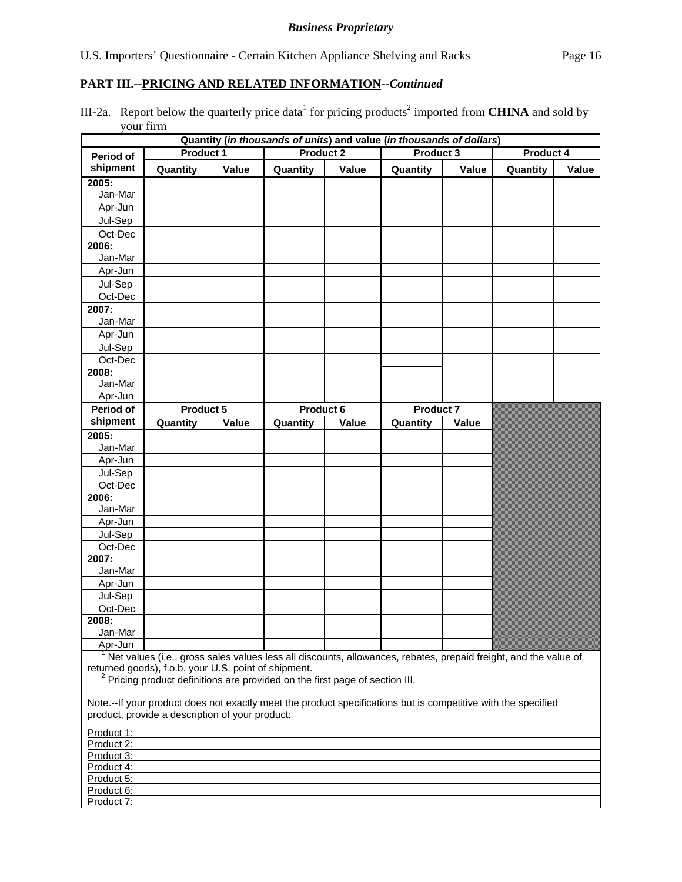*Business Proprietary*

## PART III.--PRICING AND RELATED INFORMATION--*Continued*

III-2a. Report below the quarterly price data[1] for pricing products[2] imported from **CHINA** and sold by your firm

**Quantity (*in thousands of units*) and value (*in thousands of dollars*)**

| Period of shipment | Product 1 | | Product 2 | | Product 3 | | Product 4 | |
|---|---|---|---|---|---|---|---|---|
| | Quantity | Value | Quantity | Value | Quantity | Value | Quantity | Value |
| **2005:** Jan-Mar | | | | | | | | |
| Apr-Jun | | | | | | | | |
| Jul-Sep | | | | | | | | |
| Oct-Dec | | | | | | | | |
| **2006:** Jan-Mar | | | | | | | | |
| Apr-Jun | | | | | | | | |
| Jul-Sep | | | | | | | | |
| Oct-Dec | | | | | | | | |
| **2007:** Jan-Mar | | | | | | | | |
| Apr-Jun | | | | | | | | |
| Jul-Sep | | | | | | | | |
| Oct-Dec | | | | | | | | |
| **2008:** Jan-Mar | | | | | | | | |
| Apr-Jun | | | | | | | | |

| Period of shipment | Product 5 | | Product 6 | | Product 7 | |
|---|---|---|---|---|---|---|
| | Quantity | Value | Quantity | Value | Quantity | Value |
| **2005:** Jan-Mar | | | | | | |
| Apr-Jun | | | | | | |
| Jul-Sep | | | | | | |
| Oct-Dec | | | | | | |
| **2006:** Jan-Mar | | | | | | |
| Apr-Jun | | | | | | |
| Jul-Sep | | | | | | |
| Oct-Dec | | | | | | |
| **2007:** Jan-Mar | | | | | | |
| Apr-Jun | | | | | | |
| Jul-Sep | | | | | | |
| Oct-Dec | | | | | | |
| **2008:** Jan-Mar | | | | | | |
| Apr-Jun | | | | | | |

[1] Net values (i.e., gross sales values less all discounts, allowances, rebates, prepaid freight, and the value of returned goods), f.o.b. your U.S. point of shipment.

[2] Pricing product definitions are provided on the first page of section III.

Note.--If your product does not exactly meet the product specifications but is competitive with the specified product, provide a description of your product:

Product 1: \_\_\_\_\_\_\_\_\_\_\_\_\_\_\_\_\_\_\_\_

Product 2: \_\_\_\_\_\_\_\_\_\_\_\_\_\_\_\_\_\_\_\_

Product 3: \_\_\_\_\_\_\_\_\_\_\_\_\_\_\_\_\_\_\_\_

Product 4: \_\_\_\_\_\_\_\_\_\_\_\_\_\_\_\_\_\_\_\_

Product 5: \_\_\_\_\_\_\_\_\_\_\_\_\_\_\_\_\_\_\_\_

Product 6: \_\_\_\_\_\_\_\_\_\_\_\_\_\_\_\_\_\_\_\_

Product 7: \_\_\_\_\_\_\_\_\_\_\_\_\_\_\_\_\_\_\_\_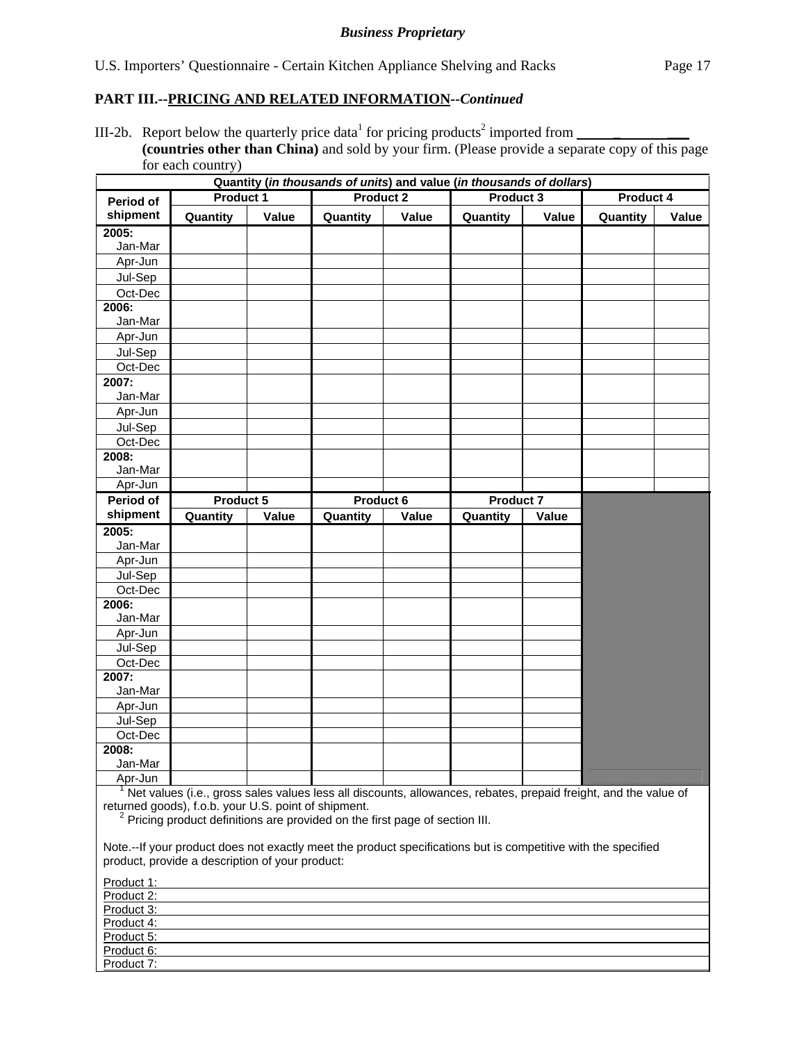*Business Proprietary*

U.S. Importers' Questionnaire - Certain Kitchen Appliance Shelving and Racks

## PART III.--PRICING AND RELATED INFORMATION--*Continued*

III-2b. Report below the quarterly price data[1] for pricing products[2] imported from ______________ **(countries other than China)** and sold by your firm. (Please provide a separate copy of this page for each country)

| Quantity (*in thousands of units*) and value (*in thousands of dollars*) | | | | | | | | |
|---|---|---|---|---|---|---|---|---|
| Period of shipment | Product 1 | | Product 2 | | Product 3 | | Product 4 | |
| | Quantity | Value | Quantity | Value | Quantity | Value | Quantity | Value |
| **2005:** Jan-Mar | | | | | | | | |
| Apr-Jun | | | | | | | | |
| Jul-Sep | | | | | | | | |
| Oct-Dec | | | | | | | | |
| **2006:** Jan-Mar | | | | | | | | |
| Apr-Jun | | | | | | | | |
| Jul-Sep | | | | | | | | |
| Oct-Dec | | | | | | | | |
| **2007:** Jan-Mar | | | | | | | | |
| Apr-Jun | | | | | | | | |
| Jul-Sep | | | | | | | | |
| Oct-Dec | | | | | | | | |
| **2008:** Jan-Mar | | | | | | | | |
| Apr-Jun | | | | | | | | |

| Period of shipment | Product 5 | | Product 6 | | Product 7 | |
|---|---|---|---|---|---|---|
| | Quantity | Value | Quantity | Value | Quantity | Value |
| **2005:** Jan-Mar | | | | | | |
| Apr-Jun | | | | | | |
| Jul-Sep | | | | | | |
| Oct-Dec | | | | | | |
| **2006:** Jan-Mar | | | | | | |
| Apr-Jun | | | | | | |
| Jul-Sep | | | | | | |
| Oct-Dec | | | | | | |
| **2007:** Jan-Mar | | | | | | |
| Apr-Jun | | | | | | |
| Jul-Sep | | | | | | |
| Oct-Dec | | | | | | |
| **2008:** Jan-Mar | | | | | | |
| Apr-Jun | | | | | | |

[1] Net values (i.e., gross sales values less all discounts, allowances, rebates, prepaid freight, and the value of returned goods), f.o.b. your U.S. point of shipment.

[2] Pricing product definitions are provided on the first page of section III.

Note.--If your product does not exactly meet the product specifications but is competitive with the specified product, provide a description of your product:

Product 1: ______________________________

Product 2: ______________________________

Product 3: ______________________________

Product 4: ______________________________

Product 5: ______________________________

Product 6: ______________________________

Product 7: ______________________________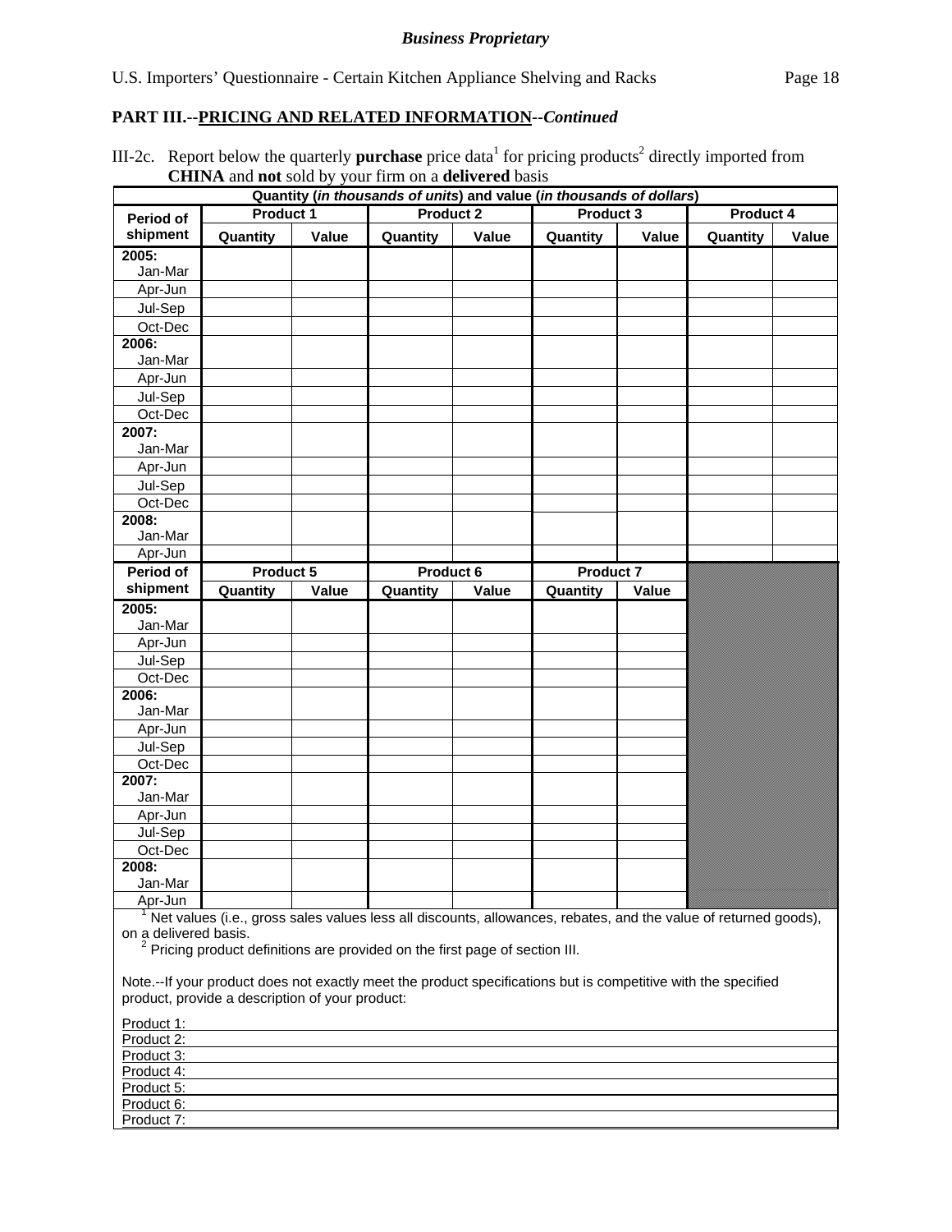*Business Proprietary*

U.S. Importers' Questionnaire - Certain Kitchen Appliance Shelving and Racks

## PART III.--PRICING AND RELATED INFORMATION--*Continued*

III-2c. Report below the quarterly **purchase** price data[1] for pricing products[2] directly imported from **CHINA** and **not** sold by your firm on a **delivered** basis

| Quantity (*in thousands of units*) and value (*in thousands of dollars*) | | | | | | | | |
|---|---|---|---|---|---|---|---|---|
| Period of shipment | Product 1 | | Product 2 | | Product 3 | | Product 4 | |
| | Quantity | Value | Quantity | Value | Quantity | Value | Quantity | Value |
| 2005: Jan-Mar | | | | | | | | |
| Apr-Jun | | | | | | | | |
| Jul-Sep | | | | | | | | |
| Oct-Dec | | | | | | | | |
| 2006: Jan-Mar | | | | | | | | |
| Apr-Jun | | | | | | | | |
| Jul-Sep | | | | | | | | |
| Oct-Dec | | | | | | | | |
| 2007: Jan-Mar | | | | | | | | |
| Apr-Jun | | | | | | | | |
| Jul-Sep | | | | | | | | |
| Oct-Dec | | | | | | | | |
| 2008: Jan-Mar | | | | | | | | |
| Apr-Jun | | | | | | | | |
| Period of shipment | Product 5 | | Product 6 | | Product 7 | | | |
| | Quantity | Value | Quantity | Value | Quantity | Value | | |
| 2005: Jan-Mar | | | | | | | | |
| Apr-Jun | | | | | | | | |
| Jul-Sep | | | | | | | | |
| Oct-Dec | | | | | | | | |
| 2006: Jan-Mar | | | | | | | | |
| Apr-Jun | | | | | | | | |
| Jul-Sep | | | | | | | | |
| Oct-Dec | | | | | | | | |
| 2007: Jan-Mar | | | | | | | | |
| Apr-Jun | | | | | | | | |
| Jul-Sep | | | | | | | | |
| Oct-Dec | | | | | | | | |
| 2008: Jan-Mar | | | | | | | | |
| Apr-Jun | | | | | | | | |

[1] Net values (i.e., gross sales values less all discounts, allowances, rebates, and the value of returned goods), on a delivered basis.

[2] Pricing product definitions are provided on the first page of section III.

Note.--If your product does not exactly meet the product specifications but is competitive with the specified product, provide a description of your product:

Product 1:
Product 2:
Product 3:
Product 4:
Product 5:
Product 6:
Product 7: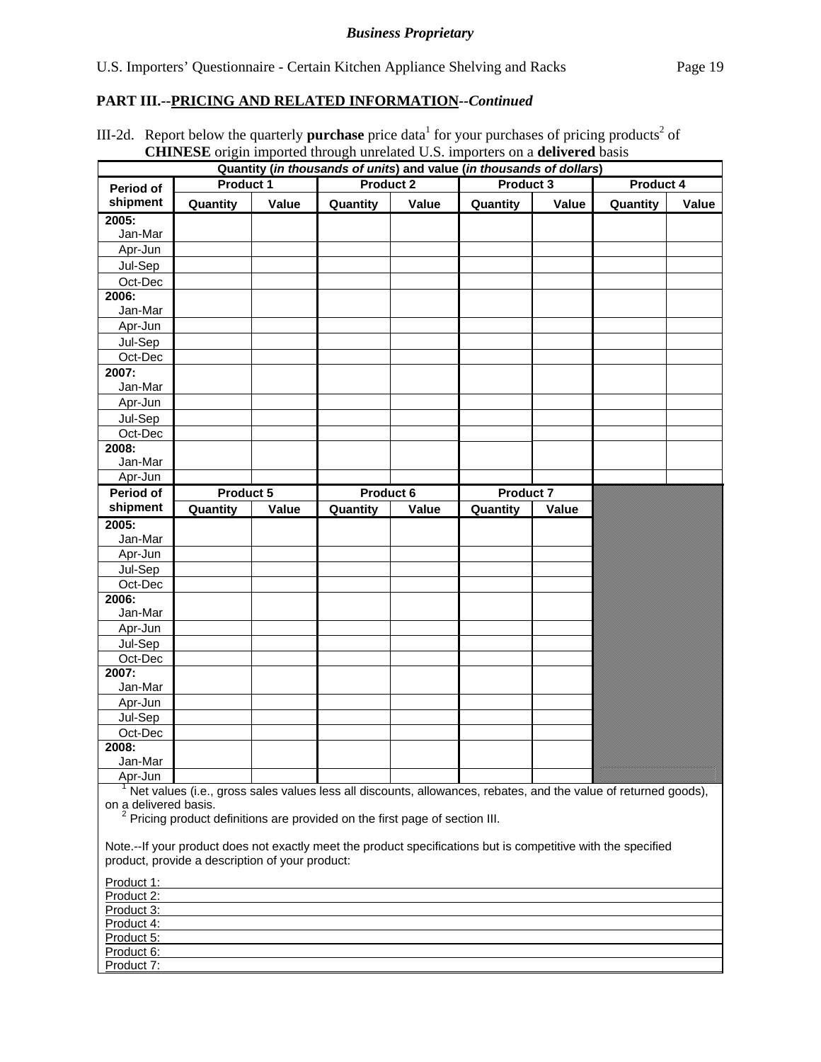*Business Proprietary*

## PART III.--PRICING AND RELATED INFORMATION--*Continued*

III-2d. Report below the quarterly **purchase** price data[1] for your purchases of pricing products[2] of **CHINESE** origin imported through unrelated U.S. importers on a **delivered** basis

| Quantity (*in thousands of units*) and value (*in thousands of dollars*) | | | | | | | | |
|---|---|---|---|---|---|---|---|---|
| Period of shipment | Product 1 | | Product 2 | | Product 3 | | Product 4 | |
| | Quantity | Value | Quantity | Value | Quantity | Value | Quantity | Value |
| 2005: Jan-Mar | | | | | | | | |
| Apr-Jun | | | | | | | | |
| Jul-Sep | | | | | | | | |
| Oct-Dec | | | | | | | | |
| 2006: Jan-Mar | | | | | | | | |
| Apr-Jun | | | | | | | | |
| Jul-Sep | | | | | | | | |
| Oct-Dec | | | | | | | | |
| 2007: Jan-Mar | | | | | | | | |
| Apr-Jun | | | | | | | | |
| Jul-Sep | | | | | | | | |
| Oct-Dec | | | | | | | | |
| 2008: Jan-Mar | | | | | | | | |
| Apr-Jun | | | | | | | | |
| Period of shipment | Product 5 | | Product 6 | | Product 7 | | | |
| | Quantity | Value | Quantity | Value | Quantity | Value | | |
| 2005: Jan-Mar | | | | | | | | |
| Apr-Jun | | | | | | | | |
| Jul-Sep | | | | | | | | |
| Oct-Dec | | | | | | | | |
| 2006: Jan-Mar | | | | | | | | |
| Apr-Jun | | | | | | | | |
| Jul-Sep | | | | | | | | |
| Oct-Dec | | | | | | | | |
| 2007: Jan-Mar | | | | | | | | |
| Apr-Jun | | | | | | | | |
| Jul-Sep | | | | | | | | |
| Oct-Dec | | | | | | | | |
| 2008: Jan-Mar | | | | | | | | |
| Apr-Jun | | | | | | | | |

[1] Net values (i.e., gross sales values less all discounts, allowances, rebates, and the value of returned goods), on a delivered basis.

[2] Pricing product definitions are provided on the first page of section III.

Note.--If your product does not exactly meet the product specifications but is competitive with the specified product, provide a description of your product:

Product 1: \_\_\_\_\_\_\_\_\_\_\_\_\_\_\_\_\_\_\_\_

Product 2: \_\_\_\_\_\_\_\_\_\_\_\_\_\_\_\_\_\_\_\_

Product 3: \_\_\_\_\_\_\_\_\_\_\_\_\_\_\_\_\_\_\_\_

Product 4: \_\_\_\_\_\_\_\_\_\_\_\_\_\_\_\_\_\_\_\_

Product 5: \_\_\_\_\_\_\_\_\_\_\_\_\_\_\_\_\_\_\_\_

Product 6: \_\_\_\_\_\_\_\_\_\_\_\_\_\_\_\_\_\_\_\_

Product 7: \_\_\_\_\_\_\_\_\_\_\_\_\_\_\_\_\_\_\_\_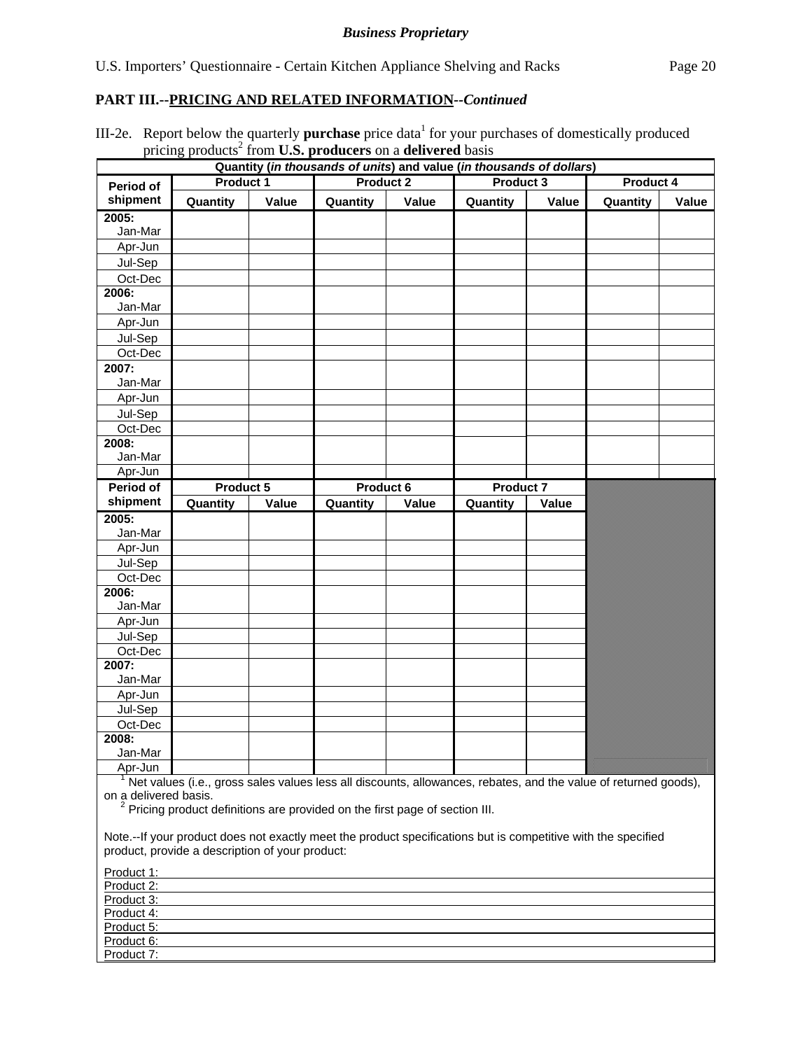*Business Proprietary*

U.S. Importers' Questionnaire - Certain Kitchen Appliance Shelving and Racks

## PART III.--PRICING AND RELATED INFORMATION--*Continued*

III-2e. Report below the quarterly **purchase** price data[1] for your purchases of domestically produced pricing products[2] from **U.S. producers** on a **delivered** basis

| Quantity (*in thousands of units*) and value (*in thousands of dollars*) | | | | | | | | |
|---|---|---|---|---|---|---|---|---|
| Period of shipment | Product 1 | | Product 2 | | Product 3 | | Product 4 | |
| | Quantity | Value | Quantity | Value | Quantity | Value | Quantity | Value |
| 2005: Jan-Mar | | | | | | | | |
| Apr-Jun | | | | | | | | |
| Jul-Sep | | | | | | | | |
| Oct-Dec | | | | | | | | |
| 2006: Jan-Mar | | | | | | | | |
| Apr-Jun | | | | | | | | |
| Jul-Sep | | | | | | | | |
| Oct-Dec | | | | | | | | |
| 2007: Jan-Mar | | | | | | | | |
| Apr-Jun | | | | | | | | |
| Jul-Sep | | | | | | | | |
| Oct-Dec | | | | | | | | |
| 2008: Jan-Mar | | | | | | | | |
| Apr-Jun | | | | | | | | |

| Period of shipment | Product 5 | | Product 6 | | Product 7 | |
|---|---|---|---|---|---|---|
| | Quantity | Value | Quantity | Value | Quantity | Value |
| 2005: Jan-Mar | | | | | | |
| Apr-Jun | | | | | | |
| Jul-Sep | | | | | | |
| Oct-Dec | | | | | | |
| 2006: Jan-Mar | | | | | | |
| Apr-Jun | | | | | | |
| Jul-Sep | | | | | | |
| Oct-Dec | | | | | | |
| 2007: Jan-Mar | | | | | | |
| Apr-Jun | | | | | | |
| Jul-Sep | | | | | | |
| Oct-Dec | | | | | | |
| 2008: Jan-Mar | | | | | | |
| Apr-Jun | | | | | | |

[1] Net values (i.e., gross sales values less all discounts, allowances, rebates, and the value of returned goods), on a delivered basis.

[2] Pricing product definitions are provided on the first page of section III.

Note.--If your product does not exactly meet the product specifications but is competitive with the specified product, provide a description of your product:

Product 1:
Product 2:
Product 3:
Product 4:
Product 5:
Product 6:
Product 7: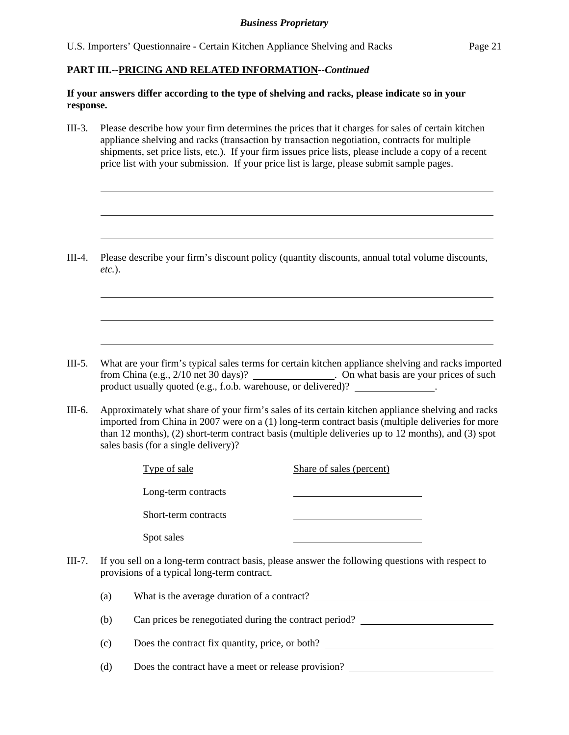**PART III.--PRICING AND RELATED INFORMATION--*Continued***

**If your answers differ according to the type of shelving and racks, please indicate so in your response.**

III-3. Please describe how your firm determines the prices that it charges for sales of certain kitchen appliance shelving and racks (transaction by transaction negotiation, contracts for multiple shipments, set price lists, etc.). If your firm issues price lists, please include a copy of a recent price list with your submission. If your price list is large, please submit sample pages.

\_\_\_\_\_\_\_\_\_\_\_\_\_\_\_\_\_\_\_\_\_\_\_\_\_\_\_\_\_\_\_\_\_\_\_\_\_\_\_\_\_\_\_\_\_\_\_\_\_\_\_\_\_\_\_\_\_\_\_\_

\_\_\_\_\_\_\_\_\_\_\_\_\_\_\_\_\_\_\_\_\_\_\_\_\_\_\_\_\_\_\_\_\_\_\_\_\_\_\_\_\_\_\_\_\_\_\_\_\_\_\_\_\_\_\_\_\_\_\_\_

\_\_\_\_\_\_\_\_\_\_\_\_\_\_\_\_\_\_\_\_\_\_\_\_\_\_\_\_\_\_\_\_\_\_\_\_\_\_\_\_\_\_\_\_\_\_\_\_\_\_\_\_\_\_\_\_\_\_\_\_

III-4. Please describe your firm's discount policy (quantity discounts, annual total volume discounts, *etc.*).

\_\_\_\_\_\_\_\_\_\_\_\_\_\_\_\_\_\_\_\_\_\_\_\_\_\_\_\_\_\_\_\_\_\_\_\_\_\_\_\_\_\_\_\_\_\_\_\_\_\_\_\_\_\_\_\_\_\_\_\_

\_\_\_\_\_\_\_\_\_\_\_\_\_\_\_\_\_\_\_\_\_\_\_\_\_\_\_\_\_\_\_\_\_\_\_\_\_\_\_\_\_\_\_\_\_\_\_\_\_\_\_\_\_\_\_\_\_\_\_\_

\_\_\_\_\_\_\_\_\_\_\_\_\_\_\_\_\_\_\_\_\_\_\_\_\_\_\_\_\_\_\_\_\_\_\_\_\_\_\_\_\_\_\_\_\_\_\_\_\_\_\_\_\_\_\_\_\_\_\_\_

III-5. What are your firm's typical sales terms for certain kitchen appliance shelving and racks imported from China (e.g., 2/10 net 30 days)? \_\_\_\_\_\_\_\_\_\_\_\_\_\_\_\_. On what basis are your prices of such product usually quoted (e.g., f.o.b. warehouse, or delivered)? \_\_\_\_\_\_\_\_\_\_\_\_\_\_\_\_.

III-6. Approximately what share of your firm's sales of its certain kitchen appliance shelving and racks imported from China in 2007 were on a (1) long-term contract basis (multiple deliveries for more than 12 months), (2) short-term contract basis (multiple deliveries up to 12 months), and (3) spot sales basis (for a single delivery)?

| Type of sale | Share of sales (percent) |
|---|---|
| Long-term contracts | \_\_\_\_\_\_\_\_\_\_\_\_\_\_\_\_ |
| Short-term contracts | \_\_\_\_\_\_\_\_\_\_\_\_\_\_\_\_ |
| Spot sales | \_\_\_\_\_\_\_\_\_\_\_\_\_\_\_\_ |

III-7. If you sell on a long-term contract basis, please answer the following questions with respect to provisions of a typical long-term contract.

(a) What is the average duration of a contract? \_\_\_\_\_\_\_\_\_\_\_\_\_\_\_\_\_\_\_\_\_\_\_\_

(b) Can prices be renegotiated during the contract period? \_\_\_\_\_\_\_\_\_\_\_\_\_\_\_\_\_\_\_\_\_\_\_\_

(c) Does the contract fix quantity, price, or both? \_\_\_\_\_\_\_\_\_\_\_\_\_\_\_\_\_\_\_\_\_\_\_\_

(d) Does the contract have a meet or release provision? \_\_\_\_\_\_\_\_\_\_\_\_\_\_\_\_\_\_\_\_\_\_\_\_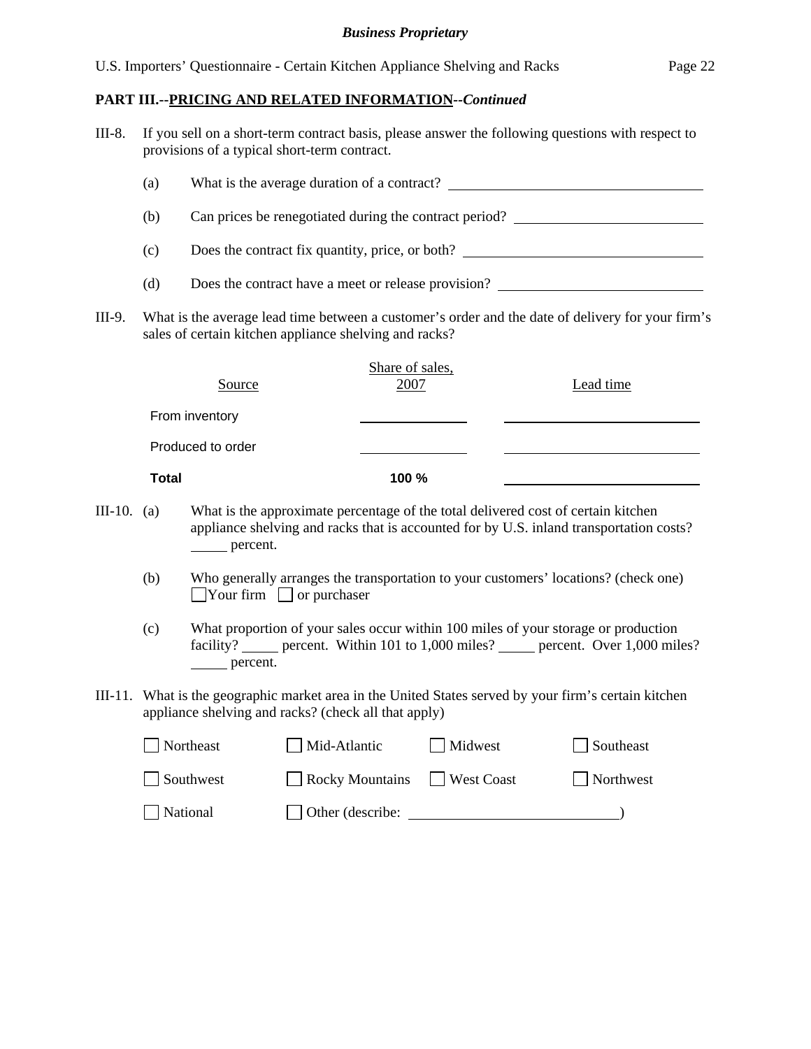**PART III.--PRICING AND RELATED INFORMATION--*Continued***

III-8. If you sell on a short-term contract basis, please answer the following questions with respect to provisions of a typical short-term contract.

(a) What is the average duration of a contract? ______________________________

(b) Can prices be renegotiated during the contract period? ______________________

(c) Does the contract fix quantity, price, or both? ____________________________

(d) Does the contract have a meet or release provision? _________________________

III-9. What is the average lead time between a customer's order and the date of delivery for your firm's sales of certain kitchen appliance shelving and racks?

| Source | Share of sales, 2007 | Lead time |
|---|---|---|
| From inventory | ________ | ______________ |
| Produced to order | ________ | ______________ |
| **Total** | **100 %** | ______________ |

III-10. (a) What is the approximate percentage of the total delivered cost of certain kitchen appliance shelving and racks that is accounted for by U.S. inland transportation costs? _____ percent.

(b) Who generally arranges the transportation to your customers' locations? (check one) ☐ Your firm ☐ or purchaser

(c) What proportion of your sales occur within 100 miles of your storage or production facility? _____ percent. Within 101 to 1,000 miles? _____ percent. Over 1,000 miles? _____ percent.

III-11. What is the geographic market area in the United States served by your firm's certain kitchen appliance shelving and racks? (check all that apply)

☐ Northeast ☐ Mid-Atlantic ☐ Midwest ☐ Southeast

☐ Southwest ☐ Rocky Mountains ☐ West Coast ☐ Northwest

☐ National ☐ Other (describe: ____________________________)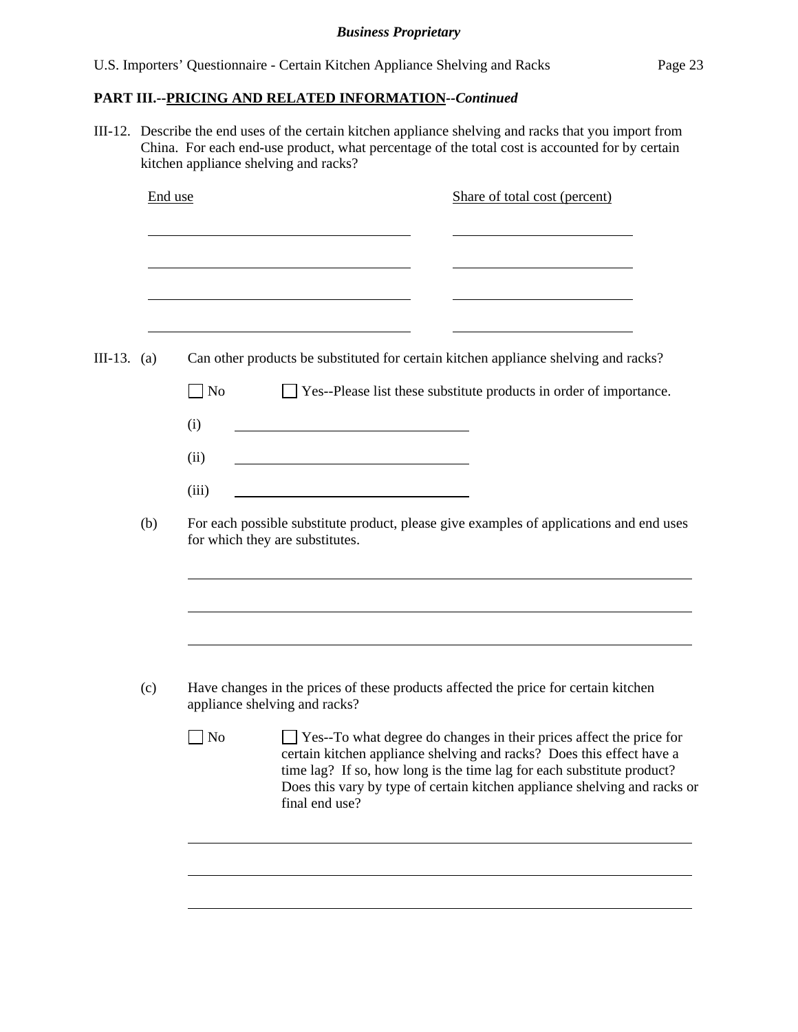## PART III.--PRICING AND RELATED INFORMATION--*Continued*

III-12. Describe the end uses of the certain kitchen appliance shelving and racks that you import from China. For each end-use product, what percentage of the total cost is accounted for by certain kitchen appliance shelving and racks?

| End use | Share of total cost (percent) |
|---|---|
| | |
| | |
| | |
| | |

III-13. (a) Can other products be substituted for certain kitchen appliance shelving and racks?

☐ No ☐ Yes--Please list these substitute products in order of importance.

(i) \_\_\_\_\_\_\_\_\_\_\_\_\_\_\_\_\_\_\_\_\_\_\_\_\_\_\_\_

(ii) \_\_\_\_\_\_\_\_\_\_\_\_\_\_\_\_\_\_\_\_\_\_\_\_\_\_\_\_

(iii) \_\_\_\_\_\_\_\_\_\_\_\_\_\_\_\_\_\_\_\_\_\_\_\_\_\_\_\_

(b) For each possible substitute product, please give examples of applications and end uses for which they are substitutes.

\_\_\_\_\_\_\_\_\_\_\_\_\_\_\_\_\_\_\_\_\_\_\_\_\_\_\_\_\_\_\_\_\_\_\_\_\_\_\_\_\_\_\_\_\_\_\_\_\_\_\_\_\_\_\_\_

\_\_\_\_\_\_\_\_\_\_\_\_\_\_\_\_\_\_\_\_\_\_\_\_\_\_\_\_\_\_\_\_\_\_\_\_\_\_\_\_\_\_\_\_\_\_\_\_\_\_\_\_\_\_\_\_

\_\_\_\_\_\_\_\_\_\_\_\_\_\_\_\_\_\_\_\_\_\_\_\_\_\_\_\_\_\_\_\_\_\_\_\_\_\_\_\_\_\_\_\_\_\_\_\_\_\_\_\_\_\_\_\_

(c) Have changes in the prices of these products affected the price for certain kitchen appliance shelving and racks?

☐ No ☐ Yes--To what degree do changes in their prices affect the price for certain kitchen appliance shelving and racks? Does this effect have a time lag? If so, how long is the time lag for each substitute product? Does this vary by type of certain kitchen appliance shelving and racks or final end use?

\_\_\_\_\_\_\_\_\_\_\_\_\_\_\_\_\_\_\_\_\_\_\_\_\_\_\_\_\_\_\_\_\_\_\_\_\_\_\_\_\_\_\_\_\_\_\_\_\_\_\_\_\_\_\_\_

\_\_\_\_\_\_\_\_\_\_\_\_\_\_\_\_\_\_\_\_\_\_\_\_\_\_\_\_\_\_\_\_\_\_\_\_\_\_\_\_\_\_\_\_\_\_\_\_\_\_\_\_\_\_\_\_

\_\_\_\_\_\_\_\_\_\_\_\_\_\_\_\_\_\_\_\_\_\_\_\_\_\_\_\_\_\_\_\_\_\_\_\_\_\_\_\_\_\_\_\_\_\_\_\_\_\_\_\_\_\_\_\_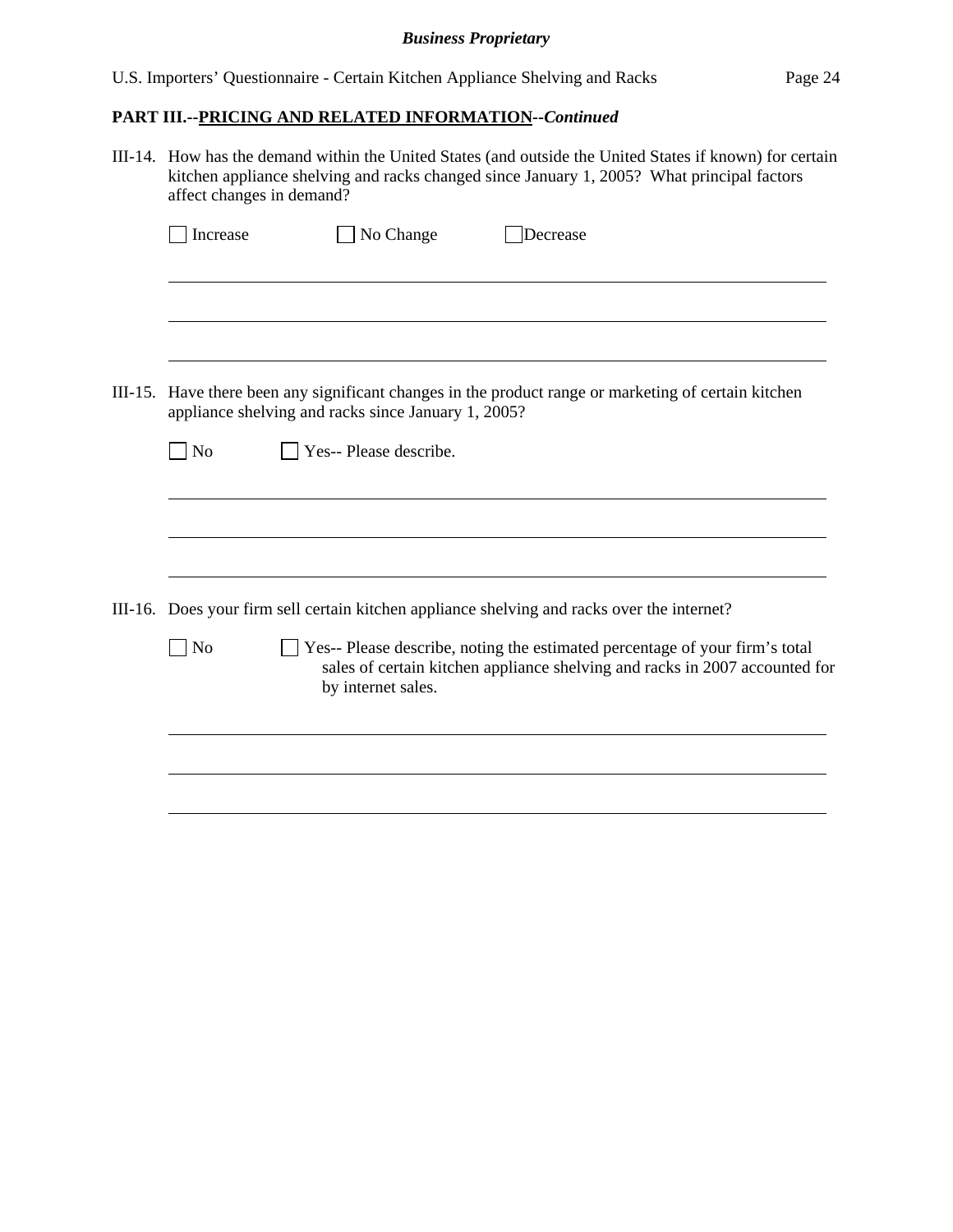## PART III.--PRICING AND RELATED INFORMATION--*Continued*

III-14. How has the demand within the United States (and outside the United States if known) for certain kitchen appliance shelving and racks changed since January 1, 2005? What principal factors affect changes in demand?

☐ Increase ☐ No Change ☐ Decrease

______________________________________________________________________

______________________________________________________________________

______________________________________________________________________

III-15. Have there been any significant changes in the product range or marketing of certain kitchen appliance shelving and racks since January 1, 2005?

☐ No ☐ Yes-- Please describe.

______________________________________________________________________

______________________________________________________________________

______________________________________________________________________

III-16. Does your firm sell certain kitchen appliance shelving and racks over the internet?

☐ No ☐ Yes-- Please describe, noting the estimated percentage of your firm's total sales of certain kitchen appliance shelving and racks in 2007 accounted for by internet sales.

______________________________________________________________________

______________________________________________________________________

______________________________________________________________________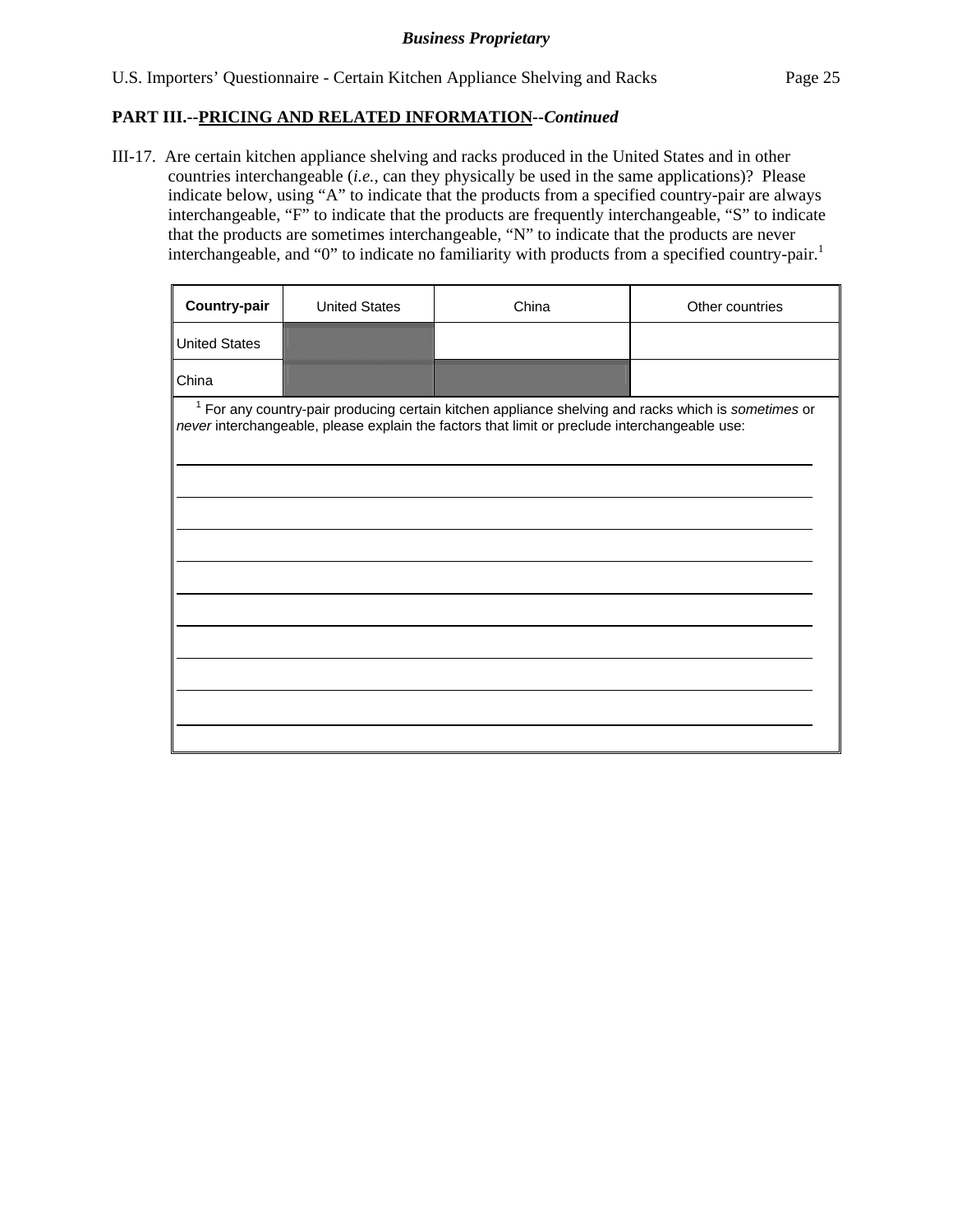**PART III.--PRICING AND RELATED INFORMATION--*Continued***

III-17. Are certain kitchen appliance shelving and racks produced in the United States and in other countries interchangeable (*i.e.*, can they physically be used in the same applications)? Please indicate below, using "A" to indicate that the products from a specified country-pair are always interchangeable, "F" to indicate that the products are frequently interchangeable, "S" to indicate that the products are sometimes interchangeable, "N" to indicate that the products are never interchangeable, and "0" to indicate no familiarity with products from a specified country-pair.[1]

| **Country-pair** | United States | China | Other countries |
|---|---|---|---|
| United States | | | |
| China | | | |

[1] For any country-pair producing certain kitchen appliance shelving and racks which is *sometimes* or *never* interchangeable, please explain the factors that limit or preclude interchangeable use:

______________________________________________________________________________

______________________________________________________________________________

______________________________________________________________________________

______________________________________________________________________________

______________________________________________________________________________

______________________________________________________________________________

______________________________________________________________________________

______________________________________________________________________________

______________________________________________________________________________

______________________________________________________________________________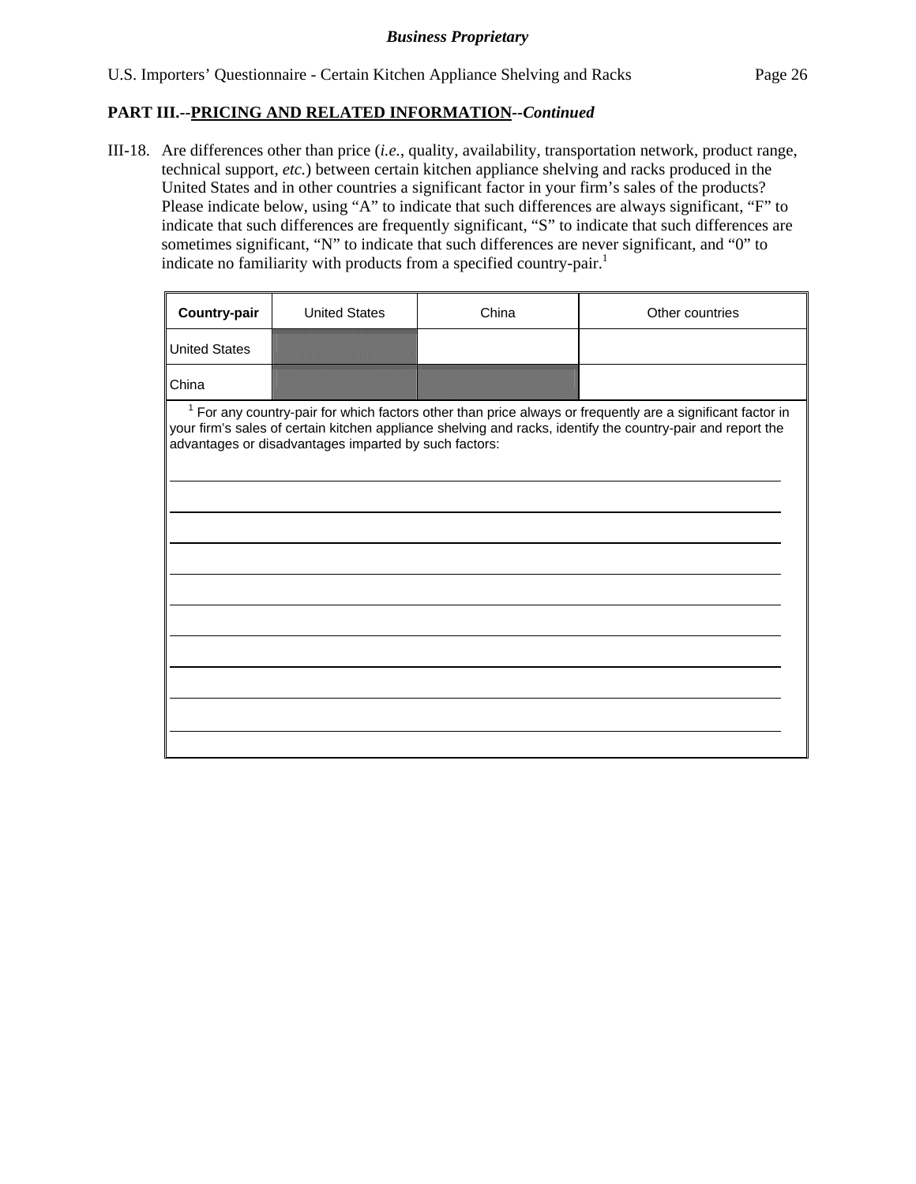**PART III.--PRICING AND RELATED INFORMATION--*Continued***

III-18. Are differences other than price (*i.e.*, quality, availability, transportation network, product range, technical support, *etc.*) between certain kitchen appliance shelving and racks produced in the United States and in other countries a significant factor in your firm's sales of the products? Please indicate below, using "A" to indicate that such differences are always significant, "F" to indicate that such differences are frequently significant, "S" to indicate that such differences are sometimes significant, "N" to indicate that such differences are never significant, and "0" to indicate no familiarity with products from a specified country-pair.[1]

| **Country-pair** | United States | China | Other countries |
|---|---|---|---|
| United States | | | |
| China | | | |

[1] For any country-pair for which factors other than price always or frequently are a significant factor in your firm's sales of certain kitchen appliance shelving and racks, identify the country-pair and report the advantages or disadvantages imparted by such factors: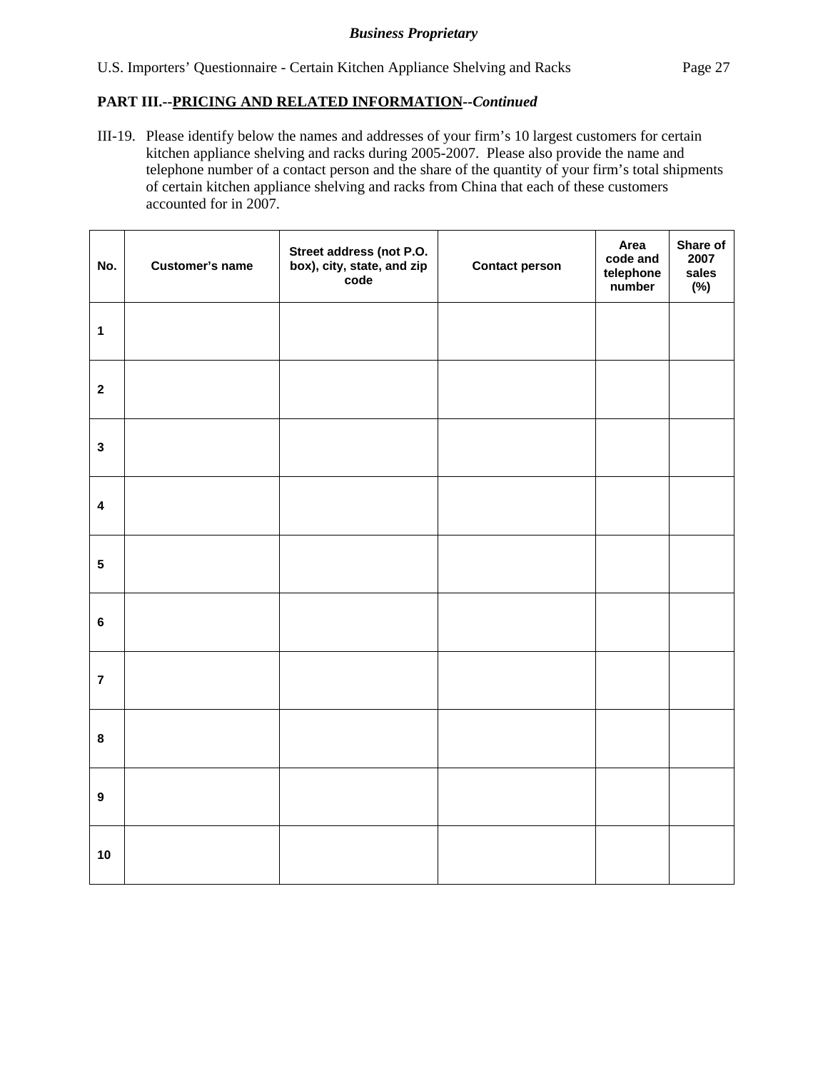**PART III.--<u>PRICING AND RELATED INFORMATION</u>--*Continued***

III-19. Please identify below the names and addresses of your firm's 10 largest customers for certain kitchen appliance shelving and racks during 2005-2007. Please also provide the name and telephone number of a contact person and the share of the quantity of your firm's total shipments of certain kitchen appliance shelving and racks from China that each of these customers accounted for in 2007.

| No. | Customer's name | Street address (not P.O. box), city, state, and zip code | Contact person | Area code and telephone number | Share of 2007 sales (%) |
|---|---|---|---|---|---|
| 1 | | | | | |
| 2 | | | | | |
| 3 | | | | | |
| 4 | | | | | |
| 5 | | | | | |
| 6 | | | | | |
| 7 | | | | | |
| 8 | | | | | |
| 9 | | | | | |
| 10 | | | | | |